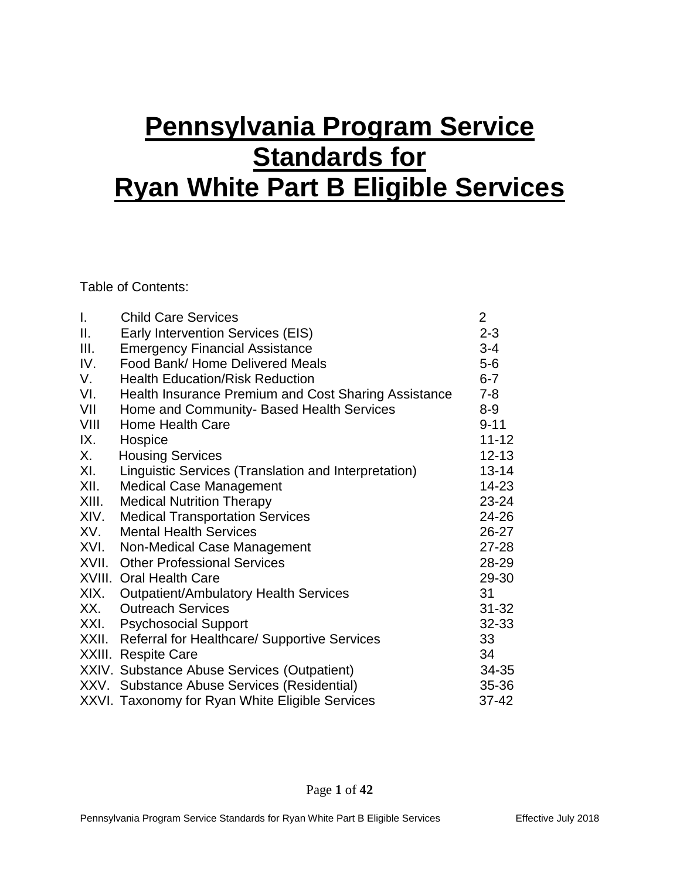# Pennsylvania Program Service Standards for Ryan White Part B Eligible Services

Table of Contents:

| | | |
|---|---|---|
| I. | Child Care Services | 2 |
| II. | Early Intervention Services (EIS) | 2-3 |
| III. | Emergency Financial Assistance | 3-4 |
| IV. | Food Bank/ Home Delivered Meals | 5-6 |
| V. | Health Education/Risk Reduction | 6-7 |
| VI. | Health Insurance Premium and Cost Sharing Assistance | 7-8 |
| VII | Home and Community- Based Health Services | 8-9 |
| VIII | Home Health Care | 9-11 |
| IX. | Hospice | 11-12 |
| X. | Housing Services | 12-13 |
| XI. | Linguistic Services (Translation and Interpretation) | 13-14 |
| XII. | Medical Case Management | 14-23 |
| XIII. | Medical Nutrition Therapy | 23-24 |
| XIV. | Medical Transportation Services | 24-26 |
| XV. | Mental Health Services | 26-27 |
| XVI. | Non-Medical Case Management | 27-28 |
| XVII. | Other Professional Services | 28-29 |
| XVIII. | Oral Health Care | 29-30 |
| XIX. | Outpatient/Ambulatory Health Services | 31 |
| XX. | Outreach Services | 31-32 |
| XXI. | Psychosocial Support | 32-33 |
| XXII. | Referral for Healthcare/ Supportive Services | 33 |
| XXIII. | Respite Care | 34 |
| XXIV. | Substance Abuse Services (Outpatient) | 34-35 |
| XXV. | Substance Abuse Services (Residential) | 35-36 |
| XXVI. | Taxonomy for Ryan White Eligible Services | 37-42 |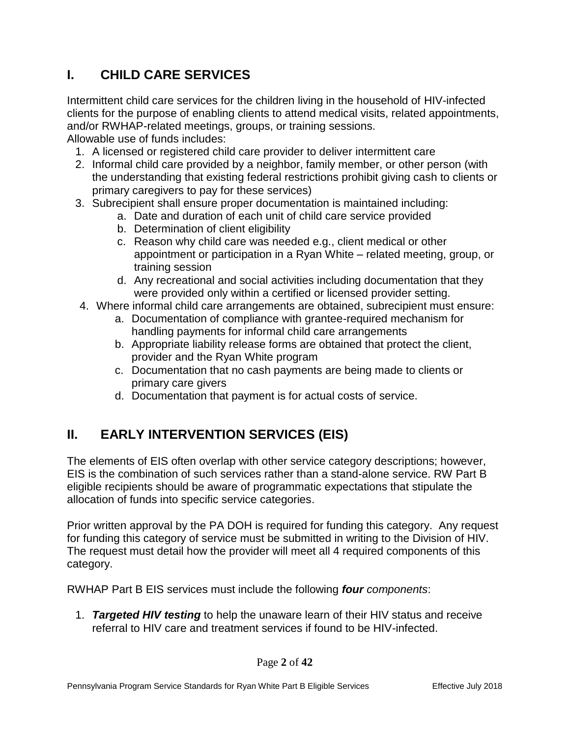## I. CHILD CARE SERVICES

Intermittent child care services for the children living in the household of HIV-infected clients for the purpose of enabling clients to attend medical visits, related appointments, and/or RWHAP-related meetings, groups, or training sessions.
Allowable use of funds includes:

1. A licensed or registered child care provider to deliver intermittent care
2. Informal child care provided by a neighbor, family member, or other person (with the understanding that existing federal restrictions prohibit giving cash to clients or primary caregivers to pay for these services)
3. Subrecipient shall ensure proper documentation is maintained including:
    a. Date and duration of each unit of child care service provided
    b. Determination of client eligibility
    c. Reason why child care was needed e.g., client medical or other appointment or participation in a Ryan White – related meeting, group, or training session
    d. Any recreational and social activities including documentation that they were provided only within a certified or licensed provider setting.
4. Where informal child care arrangements are obtained, subrecipient must ensure:
    a. Documentation of compliance with grantee-required mechanism for handling payments for informal child care arrangements
    b. Appropriate liability release forms are obtained that protect the client, provider and the Ryan White program
    c. Documentation that no cash payments are being made to clients or primary care givers
    d. Documentation that payment is for actual costs of service.

## II. EARLY INTERVENTION SERVICES (EIS)

The elements of EIS often overlap with other service category descriptions; however, EIS is the combination of such services rather than a stand-alone service. RW Part B eligible recipients should be aware of programmatic expectations that stipulate the allocation of funds into specific service categories.

Prior written approval by the PA DOH is required for funding this category. Any request for funding this category of service must be submitted in writing to the Division of HIV. The request must detail how the provider will meet all 4 required components of this category.

RWHAP Part B EIS services must include the following ***four*** *components*:

1. ***Targeted HIV testing*** to help the unaware learn of their HIV status and receive referral to HIV care and treatment services if found to be HIV-infected.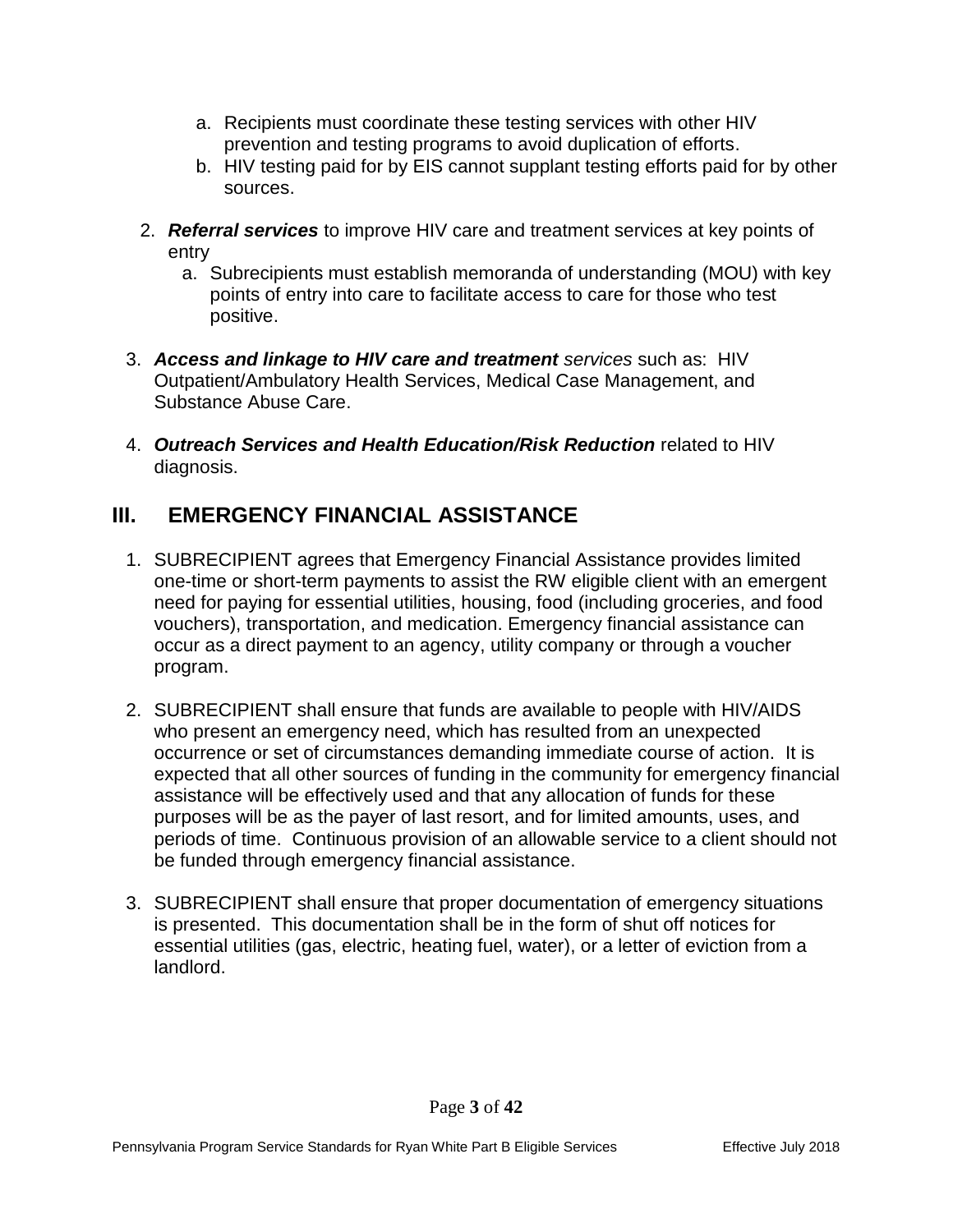a. Recipients must coordinate these testing services with other HIV prevention and testing programs to avoid duplication of efforts.
   b. HIV testing paid for by EIS cannot supplant testing efforts paid for by other sources.

2. ***Referral services*** to improve HIV care and treatment services at key points of entry
   a. Subrecipients must establish memoranda of understanding (MOU) with key points of entry into care to facilitate access to care for those who test positive.

3. ***Access and linkage to HIV care and treatment*** *services* such as: HIV Outpatient/Ambulatory Health Services, Medical Case Management, and Substance Abuse Care.

4. ***Outreach Services and Health Education/Risk Reduction*** related to HIV diagnosis.

## III. EMERGENCY FINANCIAL ASSISTANCE

1. SUBRECIPIENT agrees that Emergency Financial Assistance provides limited one-time or short-term payments to assist the RW eligible client with an emergent need for paying for essential utilities, housing, food (including groceries, and food vouchers), transportation, and medication. Emergency financial assistance can occur as a direct payment to an agency, utility company or through a voucher program.

2. SUBRECIPIENT shall ensure that funds are available to people with HIV/AIDS who present an emergency need, which has resulted from an unexpected occurrence or set of circumstances demanding immediate course of action. It is expected that all other sources of funding in the community for emergency financial assistance will be effectively used and that any allocation of funds for these purposes will be as the payer of last resort, and for limited amounts, uses, and periods of time. Continuous provision of an allowable service to a client should not be funded through emergency financial assistance.

3. SUBRECIPIENT shall ensure that proper documentation of emergency situations is presented. This documentation shall be in the form of shut off notices for essential utilities (gas, electric, heating fuel, water), or a letter of eviction from a landlord.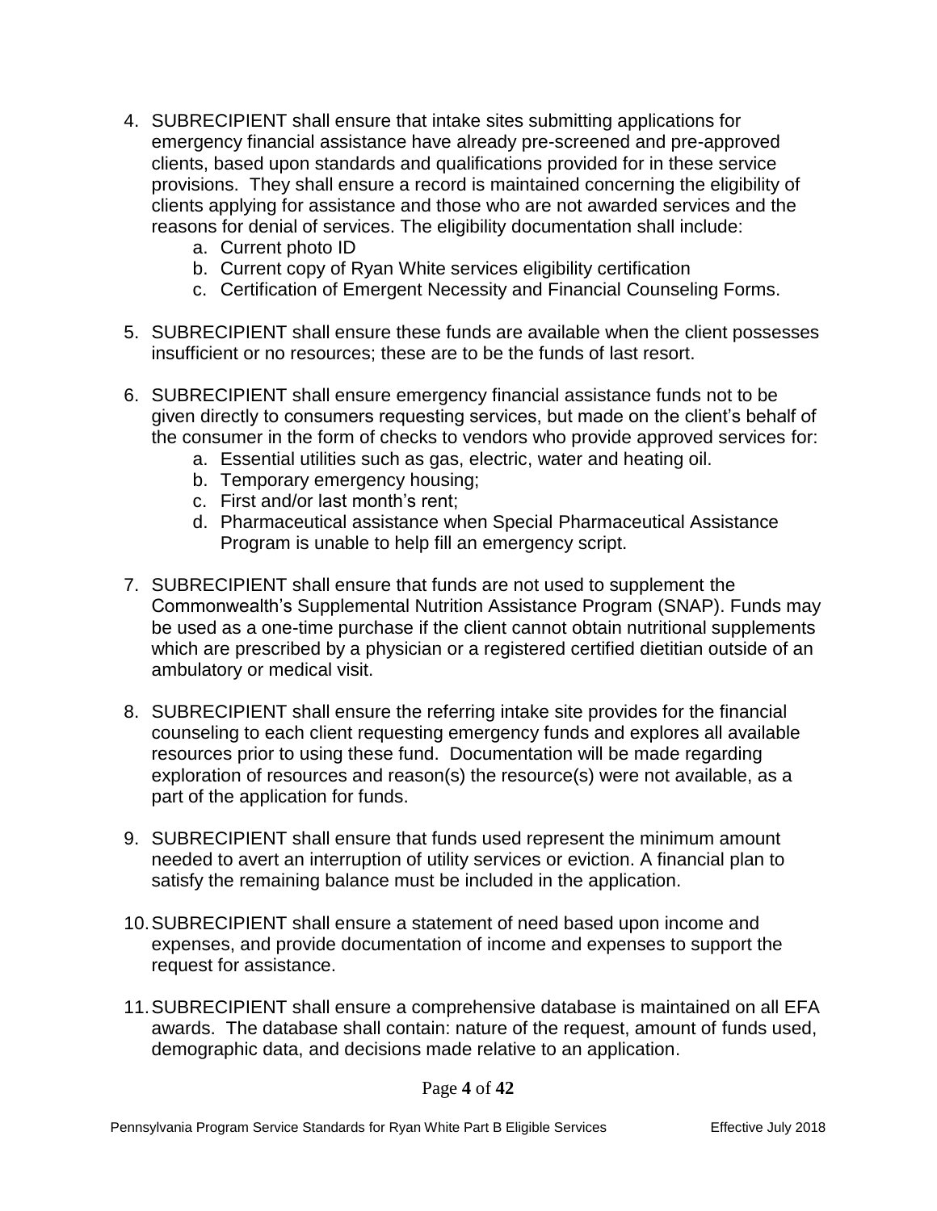4. SUBRECIPIENT shall ensure that intake sites submitting applications for emergency financial assistance have already pre-screened and pre-approved clients, based upon standards and qualifications provided for in these service provisions. They shall ensure a record is maintained concerning the eligibility of clients applying for assistance and those who are not awarded services and the reasons for denial of services. The eligibility documentation shall include:
   a. Current photo ID
   b. Current copy of Ryan White services eligibility certification
   c. Certification of Emergent Necessity and Financial Counseling Forms.

5. SUBRECIPIENT shall ensure these funds are available when the client possesses insufficient or no resources; these are to be the funds of last resort.

6. SUBRECIPIENT shall ensure emergency financial assistance funds not to be given directly to consumers requesting services, but made on the client's behalf of the consumer in the form of checks to vendors who provide approved services for:
   a. Essential utilities such as gas, electric, water and heating oil.
   b. Temporary emergency housing;
   c. First and/or last month's rent;
   d. Pharmaceutical assistance when Special Pharmaceutical Assistance Program is unable to help fill an emergency script.

7. SUBRECIPIENT shall ensure that funds are not used to supplement the Commonwealth's Supplemental Nutrition Assistance Program (SNAP). Funds may be used as a one-time purchase if the client cannot obtain nutritional supplements which are prescribed by a physician or a registered certified dietitian outside of an ambulatory or medical visit.

8. SUBRECIPIENT shall ensure the referring intake site provides for the financial counseling to each client requesting emergency funds and explores all available resources prior to using these fund. Documentation will be made regarding exploration of resources and reason(s) the resource(s) were not available, as a part of the application for funds.

9. SUBRECIPIENT shall ensure that funds used represent the minimum amount needed to avert an interruption of utility services or eviction. A financial plan to satisfy the remaining balance must be included in the application.

10. SUBRECIPIENT shall ensure a statement of need based upon income and expenses, and provide documentation of income and expenses to support the request for assistance.

11. SUBRECIPIENT shall ensure a comprehensive database is maintained on all EFA awards. The database shall contain: nature of the request, amount of funds used, demographic data, and decisions made relative to an application.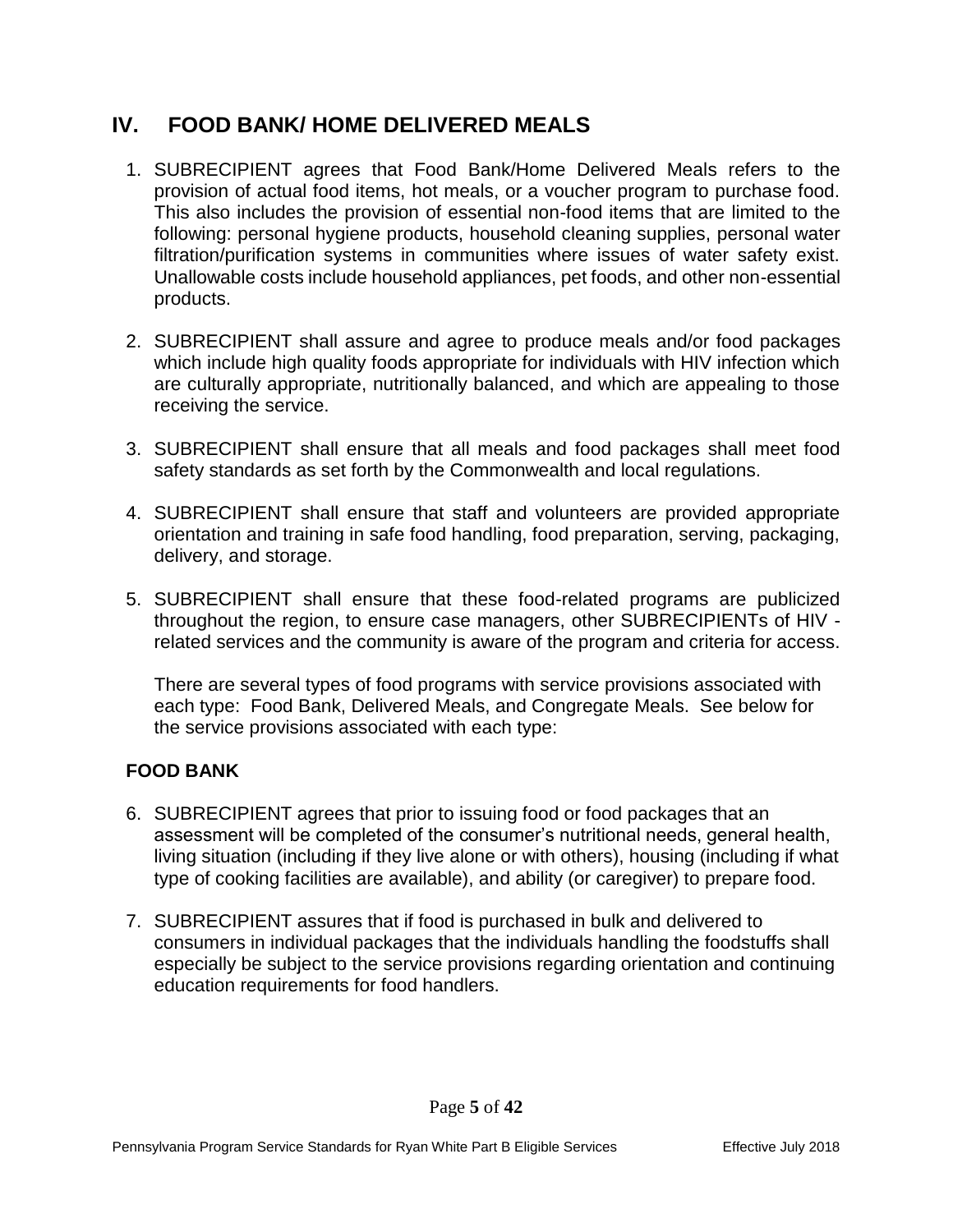## IV. FOOD BANK/ HOME DELIVERED MEALS

1. SUBRECIPIENT agrees that Food Bank/Home Delivered Meals refers to the provision of actual food items, hot meals, or a voucher program to purchase food. This also includes the provision of essential non-food items that are limited to the following: personal hygiene products, household cleaning supplies, personal water filtration/purification systems in communities where issues of water safety exist. Unallowable costs include household appliances, pet foods, and other non-essential products.

2. SUBRECIPIENT shall assure and agree to produce meals and/or food packages which include high quality foods appropriate for individuals with HIV infection which are culturally appropriate, nutritionally balanced, and which are appealing to those receiving the service.

3. SUBRECIPIENT shall ensure that all meals and food packages shall meet food safety standards as set forth by the Commonwealth and local regulations.

4. SUBRECIPIENT shall ensure that staff and volunteers are provided appropriate orientation and training in safe food handling, food preparation, serving, packaging, delivery, and storage.

5. SUBRECIPIENT shall ensure that these food-related programs are publicized throughout the region, to ensure case managers, other SUBRECIPIENTs of HIV - related services and the community is aware of the program and criteria for access.

   There are several types of food programs with service provisions associated with each type: Food Bank, Delivered Meals, and Congregate Meals. See below for the service provisions associated with each type:

### FOOD BANK

6. SUBRECIPIENT agrees that prior to issuing food or food packages that an assessment will be completed of the consumer's nutritional needs, general health, living situation (including if they live alone or with others), housing (including if what type of cooking facilities are available), and ability (or caregiver) to prepare food.

7. SUBRECIPIENT assures that if food is purchased in bulk and delivered to consumers in individual packages that the individuals handling the foodstuffs shall especially be subject to the service provisions regarding orientation and continuing education requirements for food handlers.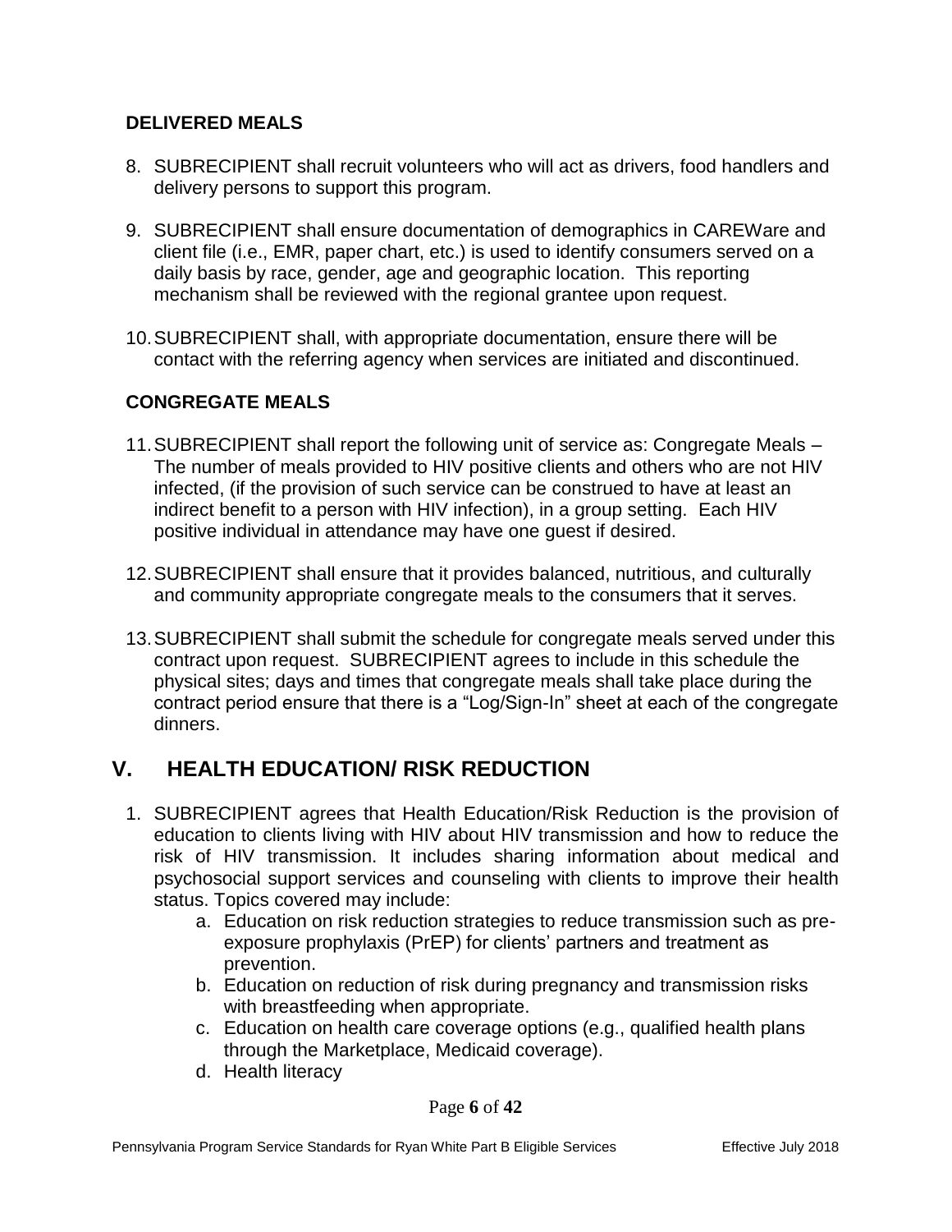### DELIVERED MEALS

8. SUBRECIPIENT shall recruit volunteers who will act as drivers, food handlers and delivery persons to support this program.

9. SUBRECIPIENT shall ensure documentation of demographics in CAREWare and client file (i.e., EMR, paper chart, etc.) is used to identify consumers served on a daily basis by race, gender, age and geographic location. This reporting mechanism shall be reviewed with the regional grantee upon request.

10. SUBRECIPIENT shall, with appropriate documentation, ensure there will be contact with the referring agency when services are initiated and discontinued.

### CONGREGATE MEALS

11. SUBRECIPIENT shall report the following unit of service as: Congregate Meals – The number of meals provided to HIV positive clients and others who are not HIV infected, (if the provision of such service can be construed to have at least an indirect benefit to a person with HIV infection), in a group setting. Each HIV positive individual in attendance may have one guest if desired.

12. SUBRECIPIENT shall ensure that it provides balanced, nutritious, and culturally and community appropriate congregate meals to the consumers that it serves.

13. SUBRECIPIENT shall submit the schedule for congregate meals served under this contract upon request. SUBRECIPIENT agrees to include in this schedule the physical sites; days and times that congregate meals shall take place during the contract period ensure that there is a "Log/Sign-In" sheet at each of the congregate dinners.

## V. HEALTH EDUCATION/ RISK REDUCTION

1. SUBRECIPIENT agrees that Health Education/Risk Reduction is the provision of education to clients living with HIV about HIV transmission and how to reduce the risk of HIV transmission. It includes sharing information about medical and psychosocial support services and counseling with clients to improve their health status. Topics covered may include:
    a. Education on risk reduction strategies to reduce transmission such as pre-exposure prophylaxis (PrEP) for clients' partners and treatment as prevention.
    b. Education on reduction of risk during pregnancy and transmission risks with breastfeeding when appropriate.
    c. Education on health care coverage options (e.g., qualified health plans through the Marketplace, Medicaid coverage).
    d. Health literacy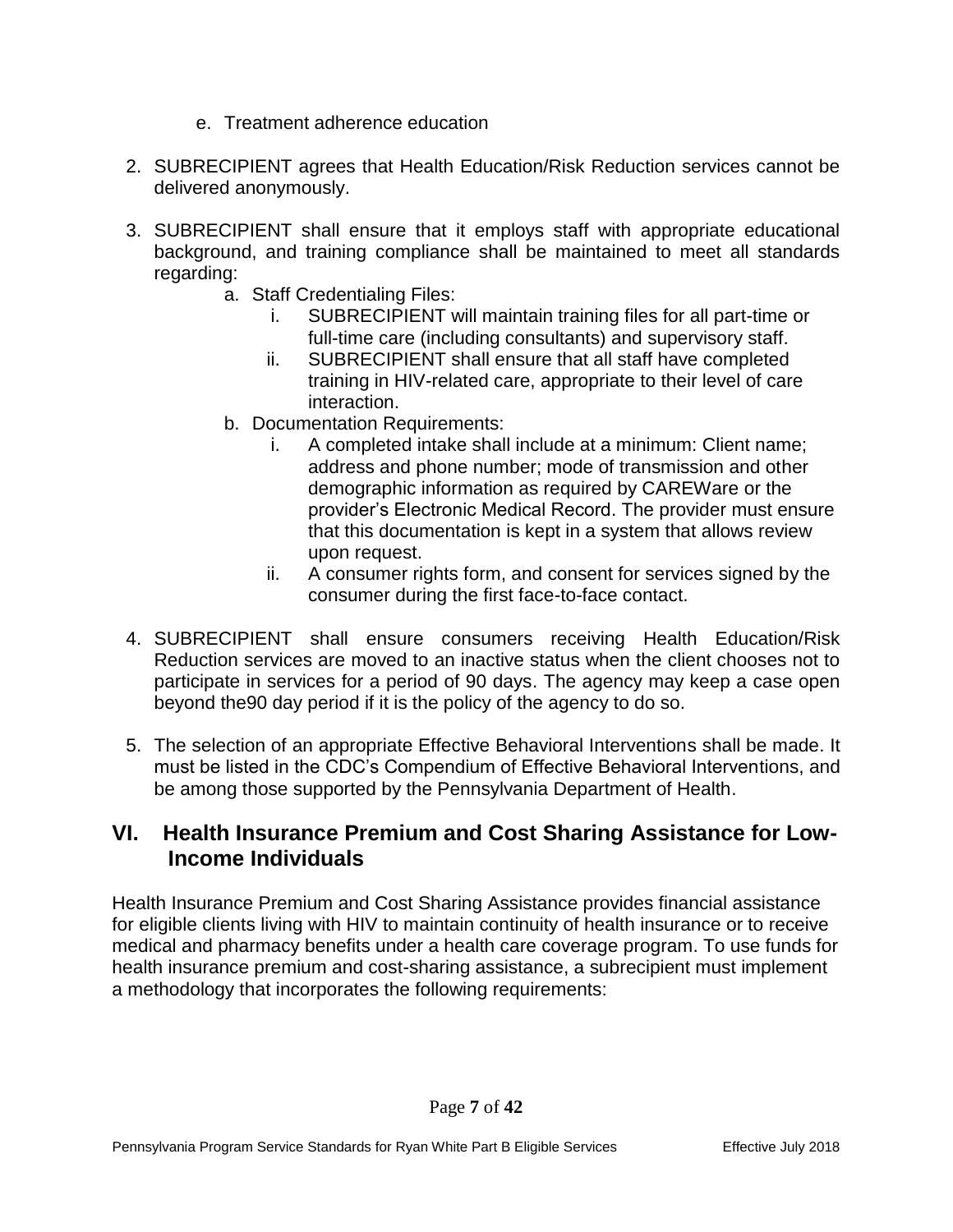e. Treatment adherence education

2. SUBRECIPIENT agrees that Health Education/Risk Reduction services cannot be delivered anonymously.

3. SUBRECIPIENT shall ensure that it employs staff with appropriate educational background, and training compliance shall be maintained to meet all standards regarding:
   a. Staff Credentialing Files:
      i. SUBRECIPIENT will maintain training files for all part-time or full-time care (including consultants) and supervisory staff.
      ii. SUBRECIPIENT shall ensure that all staff have completed training in HIV-related care, appropriate to their level of care interaction.
   b. Documentation Requirements:
      i. A completed intake shall include at a minimum: Client name; address and phone number; mode of transmission and other demographic information as required by CAREWare or the provider's Electronic Medical Record. The provider must ensure that this documentation is kept in a system that allows review upon request.
      ii. A consumer rights form, and consent for services signed by the consumer during the first face-to-face contact.

4. SUBRECIPIENT shall ensure consumers receiving Health Education/Risk Reduction services are moved to an inactive status when the client chooses not to participate in services for a period of 90 days. The agency may keep a case open beyond the90 day period if it is the policy of the agency to do so.

5. The selection of an appropriate Effective Behavioral Interventions shall be made. It must be listed in the CDC's Compendium of Effective Behavioral Interventions, and be among those supported by the Pennsylvania Department of Health.

## VI. Health Insurance Premium and Cost Sharing Assistance for Low-Income Individuals

Health Insurance Premium and Cost Sharing Assistance provides financial assistance for eligible clients living with HIV to maintain continuity of health insurance or to receive medical and pharmacy benefits under a health care coverage program. To use funds for health insurance premium and cost-sharing assistance, a subrecipient must implement a methodology that incorporates the following requirements: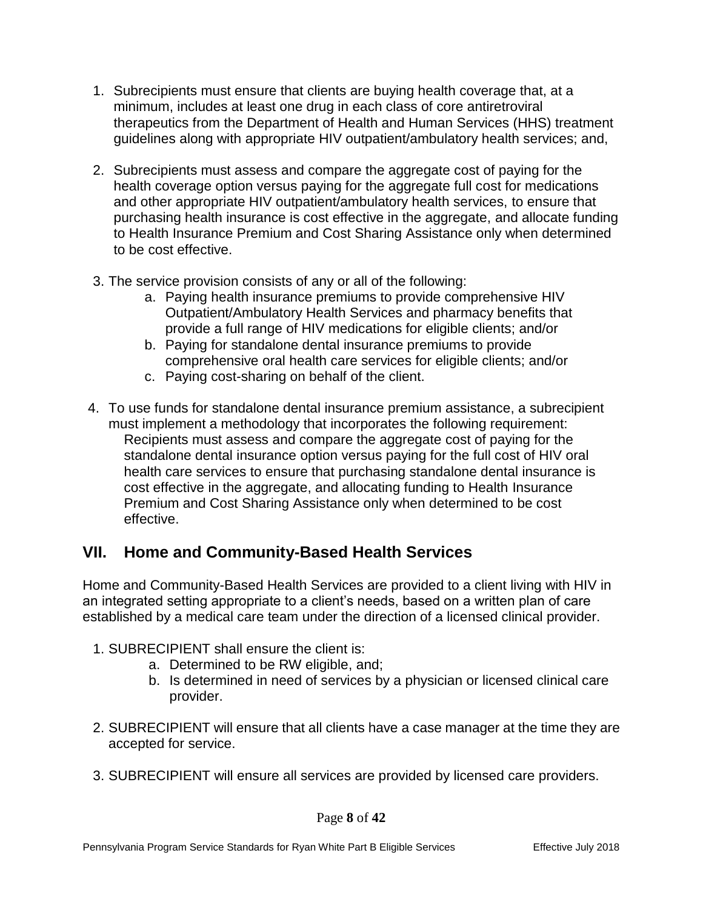1. Subrecipients must ensure that clients are buying health coverage that, at a minimum, includes at least one drug in each class of core antiretroviral therapeutics from the Department of Health and Human Services (HHS) treatment guidelines along with appropriate HIV outpatient/ambulatory health services; and,

2. Subrecipients must assess and compare the aggregate cost of paying for the health coverage option versus paying for the aggregate full cost for medications and other appropriate HIV outpatient/ambulatory health services, to ensure that purchasing health insurance is cost effective in the aggregate, and allocate funding to Health Insurance Premium and Cost Sharing Assistance only when determined to be cost effective.

3. The service provision consists of any or all of the following:
   a. Paying health insurance premiums to provide comprehensive HIV Outpatient/Ambulatory Health Services and pharmacy benefits that provide a full range of HIV medications for eligible clients; and/or
   b. Paying for standalone dental insurance premiums to provide comprehensive oral health care services for eligible clients; and/or
   c. Paying cost-sharing on behalf of the client.

4. To use funds for standalone dental insurance premium assistance, a subrecipient must implement a methodology that incorporates the following requirement: Recipients must assess and compare the aggregate cost of paying for the standalone dental insurance option versus paying for the full cost of HIV oral health care services to ensure that purchasing standalone dental insurance is cost effective in the aggregate, and allocating funding to Health Insurance Premium and Cost Sharing Assistance only when determined to be cost effective.

## VII. Home and Community-Based Health Services

Home and Community-Based Health Services are provided to a client living with HIV in an integrated setting appropriate to a client's needs, based on a written plan of care established by a medical care team under the direction of a licensed clinical provider.

1. SUBRECIPIENT shall ensure the client is:
   a. Determined to be RW eligible, and;
   b. Is determined in need of services by a physician or licensed clinical care provider.

2. SUBRECIPIENT will ensure that all clients have a case manager at the time they are accepted for service.

3. SUBRECIPIENT will ensure all services are provided by licensed care providers.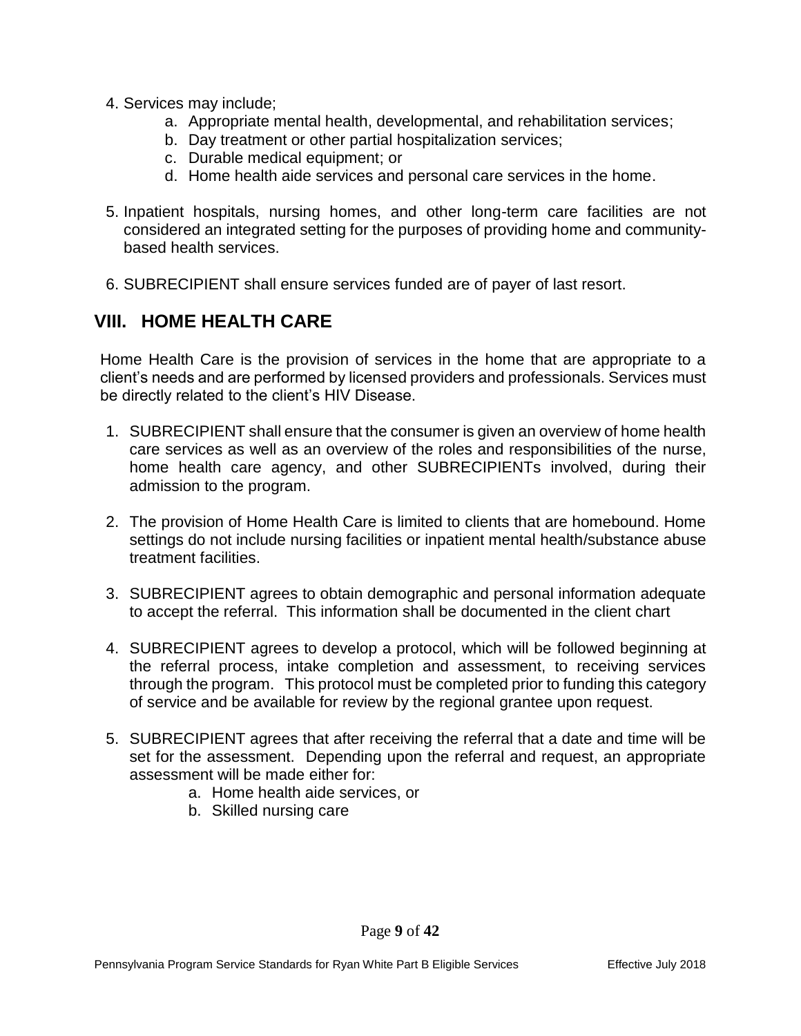4. Services may include;
    a. Appropriate mental health, developmental, and rehabilitation services;
    b. Day treatment or other partial hospitalization services;
    c. Durable medical equipment; or
    d. Home health aide services and personal care services in the home.

5. Inpatient hospitals, nursing homes, and other long-term care facilities are not considered an integrated setting for the purposes of providing home and community-based health services.

6. SUBRECIPIENT shall ensure services funded are of payer of last resort.

## VIII. HOME HEALTH CARE

Home Health Care is the provision of services in the home that are appropriate to a client's needs and are performed by licensed providers and professionals. Services must be directly related to the client's HIV Disease.

1. SUBRECIPIENT shall ensure that the consumer is given an overview of home health care services as well as an overview of the roles and responsibilities of the nurse, home health care agency, and other SUBRECIPIENTs involved, during their admission to the program.

2. The provision of Home Health Care is limited to clients that are homebound. Home settings do not include nursing facilities or inpatient mental health/substance abuse treatment facilities.

3. SUBRECIPIENT agrees to obtain demographic and personal information adequate to accept the referral. This information shall be documented in the client chart

4. SUBRECIPIENT agrees to develop a protocol, which will be followed beginning at the referral process, intake completion and assessment, to receiving services through the program. This protocol must be completed prior to funding this category of service and be available for review by the regional grantee upon request.

5. SUBRECIPIENT agrees that after receiving the referral that a date and time will be set for the assessment. Depending upon the referral and request, an appropriate assessment will be made either for:
    a. Home health aide services, or
    b. Skilled nursing care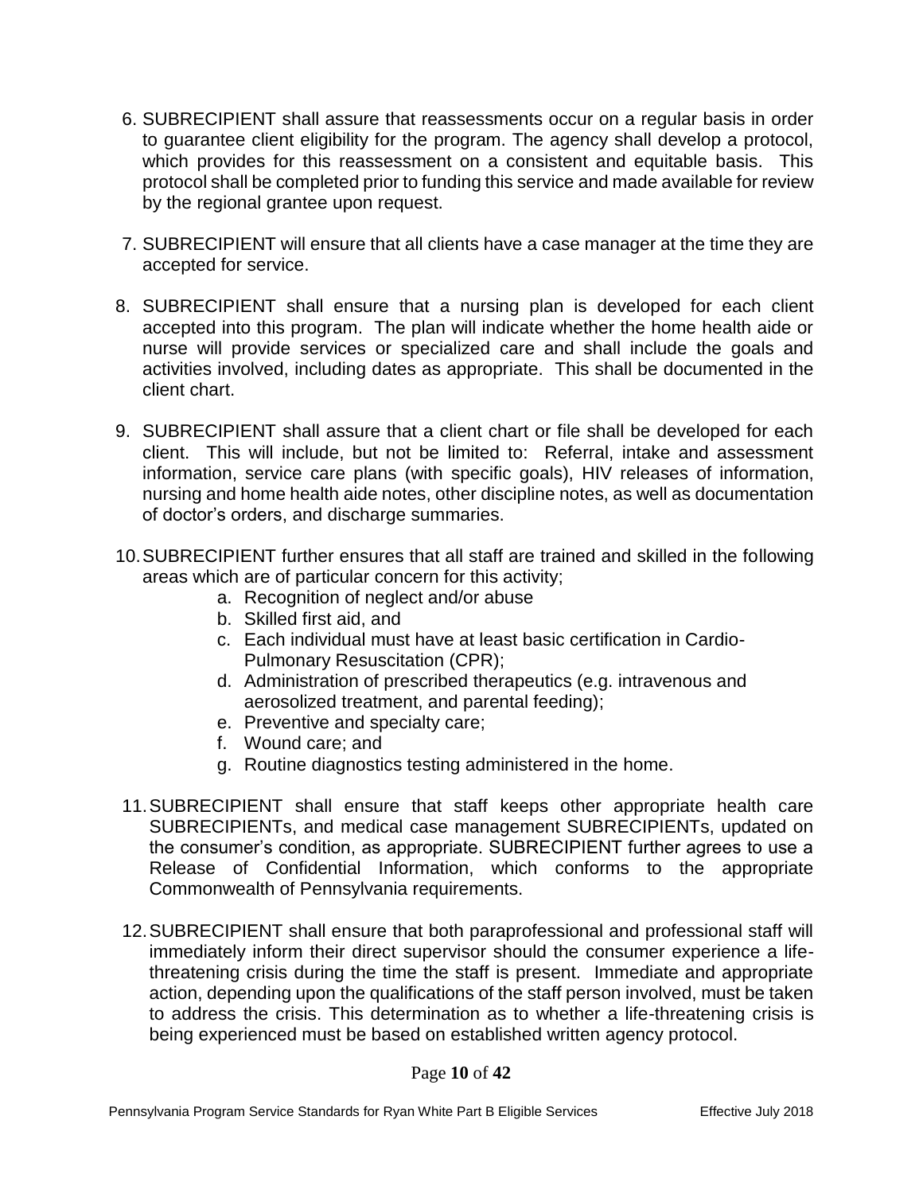6. SUBRECIPIENT shall assure that reassessments occur on a regular basis in order to guarantee client eligibility for the program. The agency shall develop a protocol, which provides for this reassessment on a consistent and equitable basis. This protocol shall be completed prior to funding this service and made available for review by the regional grantee upon request.

7. SUBRECIPIENT will ensure that all clients have a case manager at the time they are accepted for service.

8. SUBRECIPIENT shall ensure that a nursing plan is developed for each client accepted into this program. The plan will indicate whether the home health aide or nurse will provide services or specialized care and shall include the goals and activities involved, including dates as appropriate. This shall be documented in the client chart.

9. SUBRECIPIENT shall assure that a client chart or file shall be developed for each client. This will include, but not be limited to: Referral, intake and assessment information, service care plans (with specific goals), HIV releases of information, nursing and home health aide notes, other discipline notes, as well as documentation of doctor's orders, and discharge summaries.

10. SUBRECIPIENT further ensures that all staff are trained and skilled in the following areas which are of particular concern for this activity;
    a. Recognition of neglect and/or abuse
    b. Skilled first aid, and
    c. Each individual must have at least basic certification in Cardio-Pulmonary Resuscitation (CPR);
    d. Administration of prescribed therapeutics (e.g. intravenous and aerosolized treatment, and parental feeding);
    e. Preventive and specialty care;
    f. Wound care; and
    g. Routine diagnostics testing administered in the home.

11. SUBRECIPIENT shall ensure that staff keeps other appropriate health care SUBRECIPIENTs, and medical case management SUBRECIPIENTs, updated on the consumer's condition, as appropriate. SUBRECIPIENT further agrees to use a Release of Confidential Information, which conforms to the appropriate Commonwealth of Pennsylvania requirements.

12. SUBRECIPIENT shall ensure that both paraprofessional and professional staff will immediately inform their direct supervisor should the consumer experience a life-threatening crisis during the time the staff is present. Immediate and appropriate action, depending upon the qualifications of the staff person involved, must be taken to address the crisis. This determination as to whether a life-threatening crisis is being experienced must be based on established written agency protocol.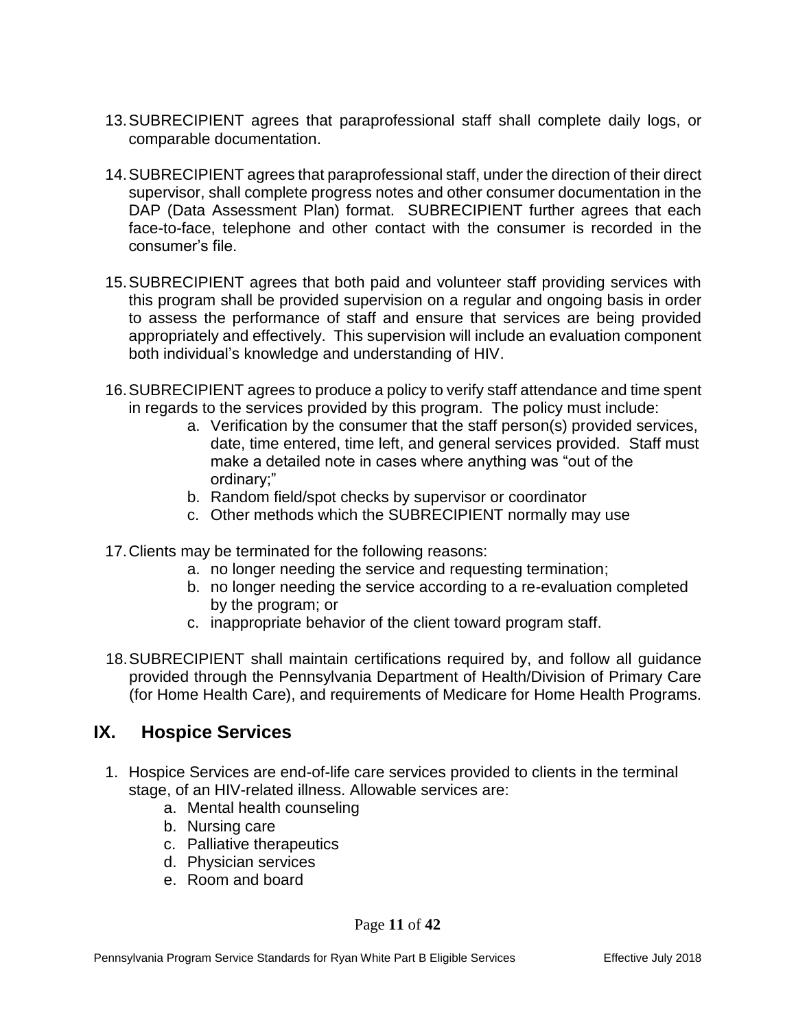13. SUBRECIPIENT agrees that paraprofessional staff shall complete daily logs, or comparable documentation.

14. SUBRECIPIENT agrees that paraprofessional staff, under the direction of their direct supervisor, shall complete progress notes and other consumer documentation in the DAP (Data Assessment Plan) format. SUBRECIPIENT further agrees that each face-to-face, telephone and other contact with the consumer is recorded in the consumer's file.

15. SUBRECIPIENT agrees that both paid and volunteer staff providing services with this program shall be provided supervision on a regular and ongoing basis in order to assess the performance of staff and ensure that services are being provided appropriately and effectively. This supervision will include an evaluation component both individual's knowledge and understanding of HIV.

16. SUBRECIPIENT agrees to produce a policy to verify staff attendance and time spent in regards to the services provided by this program. The policy must include:
    a. Verification by the consumer that the staff person(s) provided services, date, time entered, time left, and general services provided. Staff must make a detailed note in cases where anything was "out of the ordinary;"
    b. Random field/spot checks by supervisor or coordinator
    c. Other methods which the SUBRECIPIENT normally may use

17. Clients may be terminated for the following reasons:
    a. no longer needing the service and requesting termination;
    b. no longer needing the service according to a re-evaluation completed by the program; or
    c. inappropriate behavior of the client toward program staff.

18. SUBRECIPIENT shall maintain certifications required by, and follow all guidance provided through the Pennsylvania Department of Health/Division of Primary Care (for Home Health Care), and requirements of Medicare for Home Health Programs.

## IX. Hospice Services

1. Hospice Services are end-of-life care services provided to clients in the terminal stage, of an HIV-related illness. Allowable services are:
    a. Mental health counseling
    b. Nursing care
    c. Palliative therapeutics
    d. Physician services
    e. Room and board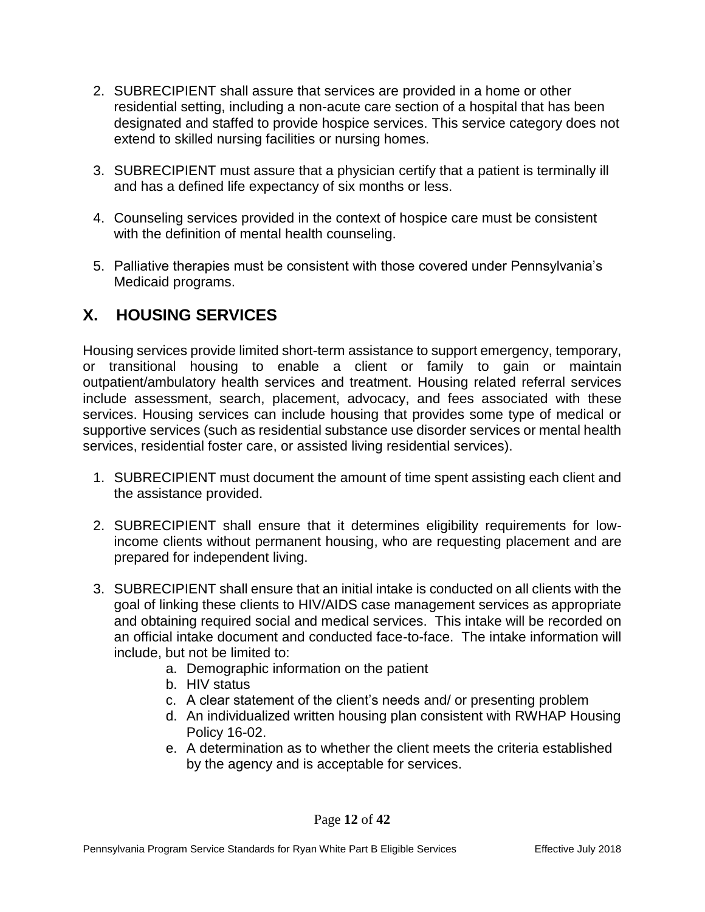2. SUBRECIPIENT shall assure that services are provided in a home or other residential setting, including a non-acute care section of a hospital that has been designated and staffed to provide hospice services. This service category does not extend to skilled nursing facilities or nursing homes.

3. SUBRECIPIENT must assure that a physician certify that a patient is terminally ill and has a defined life expectancy of six months or less.

4. Counseling services provided in the context of hospice care must be consistent with the definition of mental health counseling.

5. Palliative therapies must be consistent with those covered under Pennsylvania's Medicaid programs.

## X. HOUSING SERVICES

Housing services provide limited short-term assistance to support emergency, temporary, or transitional housing to enable a client or family to gain or maintain outpatient/ambulatory health services and treatment. Housing related referral services include assessment, search, placement, advocacy, and fees associated with these services. Housing services can include housing that provides some type of medical or supportive services (such as residential substance use disorder services or mental health services, residential foster care, or assisted living residential services).

1. SUBRECIPIENT must document the amount of time spent assisting each client and the assistance provided.

2. SUBRECIPIENT shall ensure that it determines eligibility requirements for low-income clients without permanent housing, who are requesting placement and are prepared for independent living.

3. SUBRECIPIENT shall ensure that an initial intake is conducted on all clients with the goal of linking these clients to HIV/AIDS case management services as appropriate and obtaining required social and medical services. This intake will be recorded on an official intake document and conducted face-to-face. The intake information will include, but not be limited to:
    a. Demographic information on the patient
    b. HIV status
    c. A clear statement of the client's needs and/ or presenting problem
    d. An individualized written housing plan consistent with RWHAP Housing Policy 16-02.
    e. A determination as to whether the client meets the criteria established by the agency and is acceptable for services.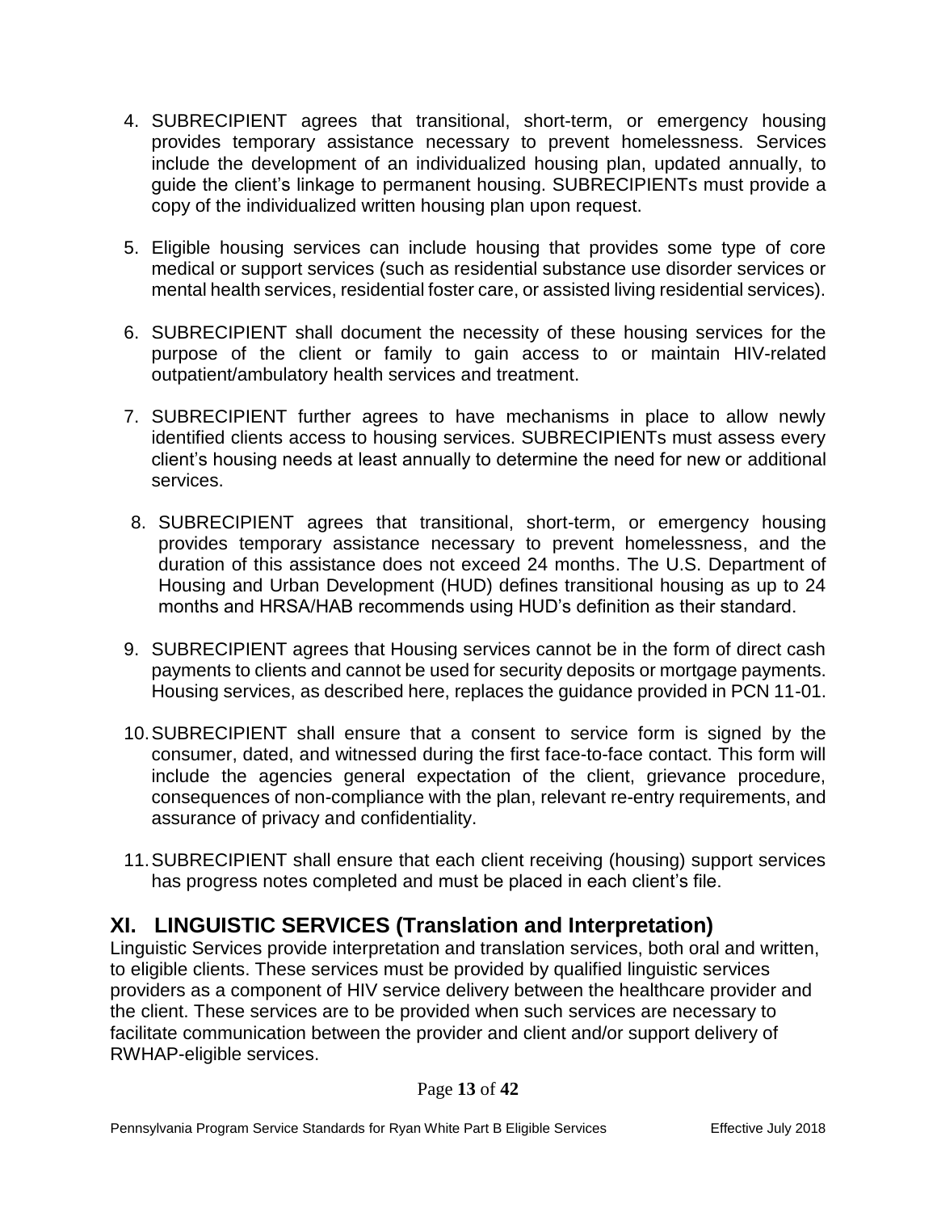4. SUBRECIPIENT agrees that transitional, short-term, or emergency housing provides temporary assistance necessary to prevent homelessness. Services include the development of an individualized housing plan, updated annually, to guide the client's linkage to permanent housing. SUBRECIPIENTs must provide a copy of the individualized written housing plan upon request.

5. Eligible housing services can include housing that provides some type of core medical or support services (such as residential substance use disorder services or mental health services, residential foster care, or assisted living residential services).

6. SUBRECIPIENT shall document the necessity of these housing services for the purpose of the client or family to gain access to or maintain HIV-related outpatient/ambulatory health services and treatment.

7. SUBRECIPIENT further agrees to have mechanisms in place to allow newly identified clients access to housing services. SUBRECIPIENTs must assess every client's housing needs at least annually to determine the need for new or additional services.

8. SUBRECIPIENT agrees that transitional, short-term, or emergency housing provides temporary assistance necessary to prevent homelessness, and the duration of this assistance does not exceed 24 months. The U.S. Department of Housing and Urban Development (HUD) defines transitional housing as up to 24 months and HRSA/HAB recommends using HUD's definition as their standard.

9. SUBRECIPIENT agrees that Housing services cannot be in the form of direct cash payments to clients and cannot be used for security deposits or mortgage payments. Housing services, as described here, replaces the guidance provided in PCN 11-01.

10. SUBRECIPIENT shall ensure that a consent to service form is signed by the consumer, dated, and witnessed during the first face-to-face contact. This form will include the agencies general expectation of the client, grievance procedure, consequences of non-compliance with the plan, relevant re-entry requirements, and assurance of privacy and confidentiality.

11. SUBRECIPIENT shall ensure that each client receiving (housing) support services has progress notes completed and must be placed in each client's file.

## XI. LINGUISTIC SERVICES (Translation and Interpretation)

Linguistic Services provide interpretation and translation services, both oral and written, to eligible clients. These services must be provided by qualified linguistic services providers as a component of HIV service delivery between the healthcare provider and the client. These services are to be provided when such services are necessary to facilitate communication between the provider and client and/or support delivery of RWHAP-eligible services.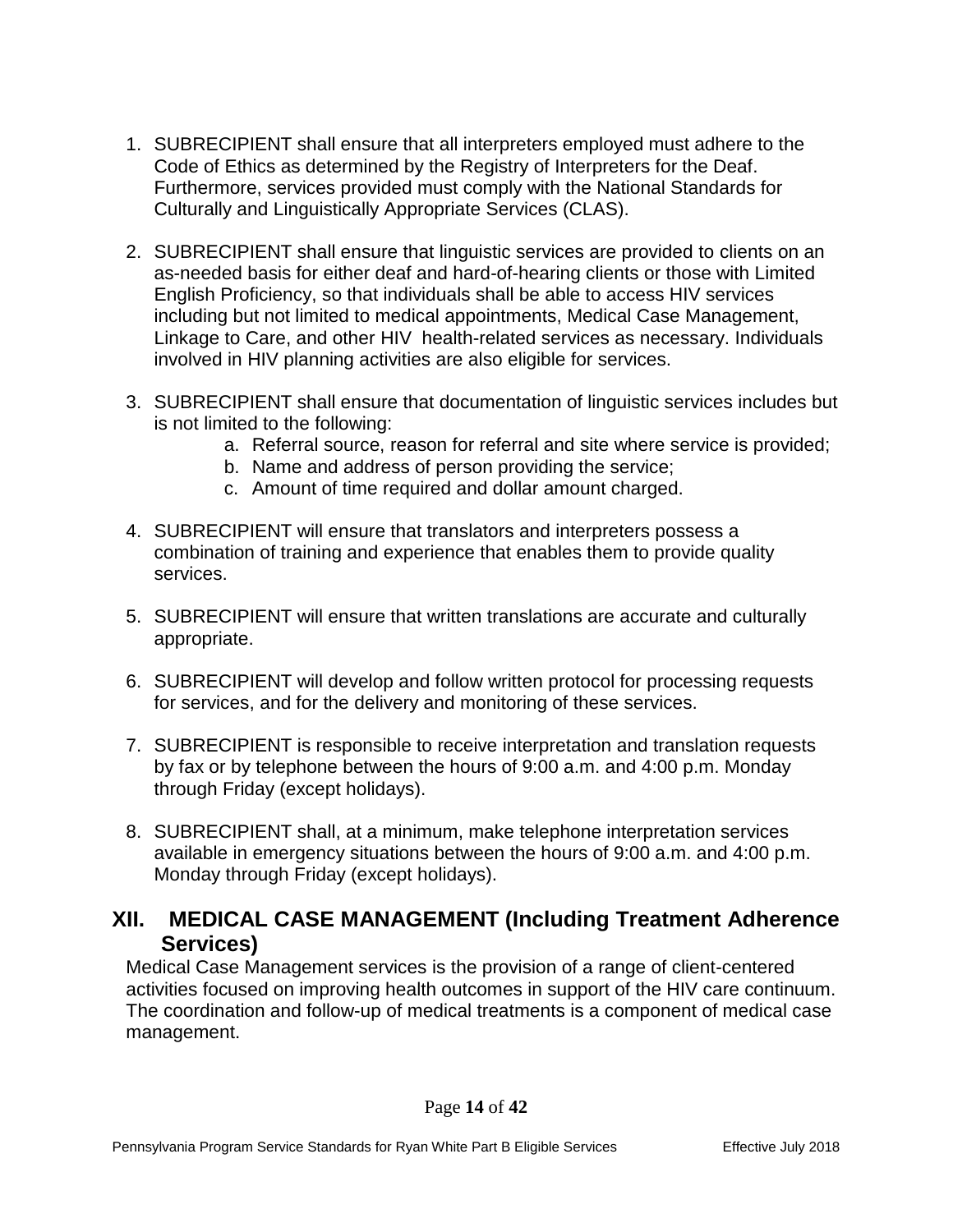1. SUBRECIPIENT shall ensure that all interpreters employed must adhere to the Code of Ethics as determined by the Registry of Interpreters for the Deaf. Furthermore, services provided must comply with the National Standards for Culturally and Linguistically Appropriate Services (CLAS).

2. SUBRECIPIENT shall ensure that linguistic services are provided to clients on an as-needed basis for either deaf and hard-of-hearing clients or those with Limited English Proficiency, so that individuals shall be able to access HIV services including but not limited to medical appointments, Medical Case Management, Linkage to Care, and other HIV health-related services as necessary. Individuals involved in HIV planning activities are also eligible for services.

3. SUBRECIPIENT shall ensure that documentation of linguistic services includes but is not limited to the following:
   a. Referral source, reason for referral and site where service is provided;
   b. Name and address of person providing the service;
   c. Amount of time required and dollar amount charged.

4. SUBRECIPIENT will ensure that translators and interpreters possess a combination of training and experience that enables them to provide quality services.

5. SUBRECIPIENT will ensure that written translations are accurate and culturally appropriate.

6. SUBRECIPIENT will develop and follow written protocol for processing requests for services, and for the delivery and monitoring of these services.

7. SUBRECIPIENT is responsible to receive interpretation and translation requests by fax or by telephone between the hours of 9:00 a.m. and 4:00 p.m. Monday through Friday (except holidays).

8. SUBRECIPIENT shall, at a minimum, make telephone interpretation services available in emergency situations between the hours of 9:00 a.m. and 4:00 p.m. Monday through Friday (except holidays).

## XII. MEDICAL CASE MANAGEMENT (Including Treatment Adherence Services)

Medical Case Management services is the provision of a range of client-centered activities focused on improving health outcomes in support of the HIV care continuum. The coordination and follow-up of medical treatments is a component of medical case management.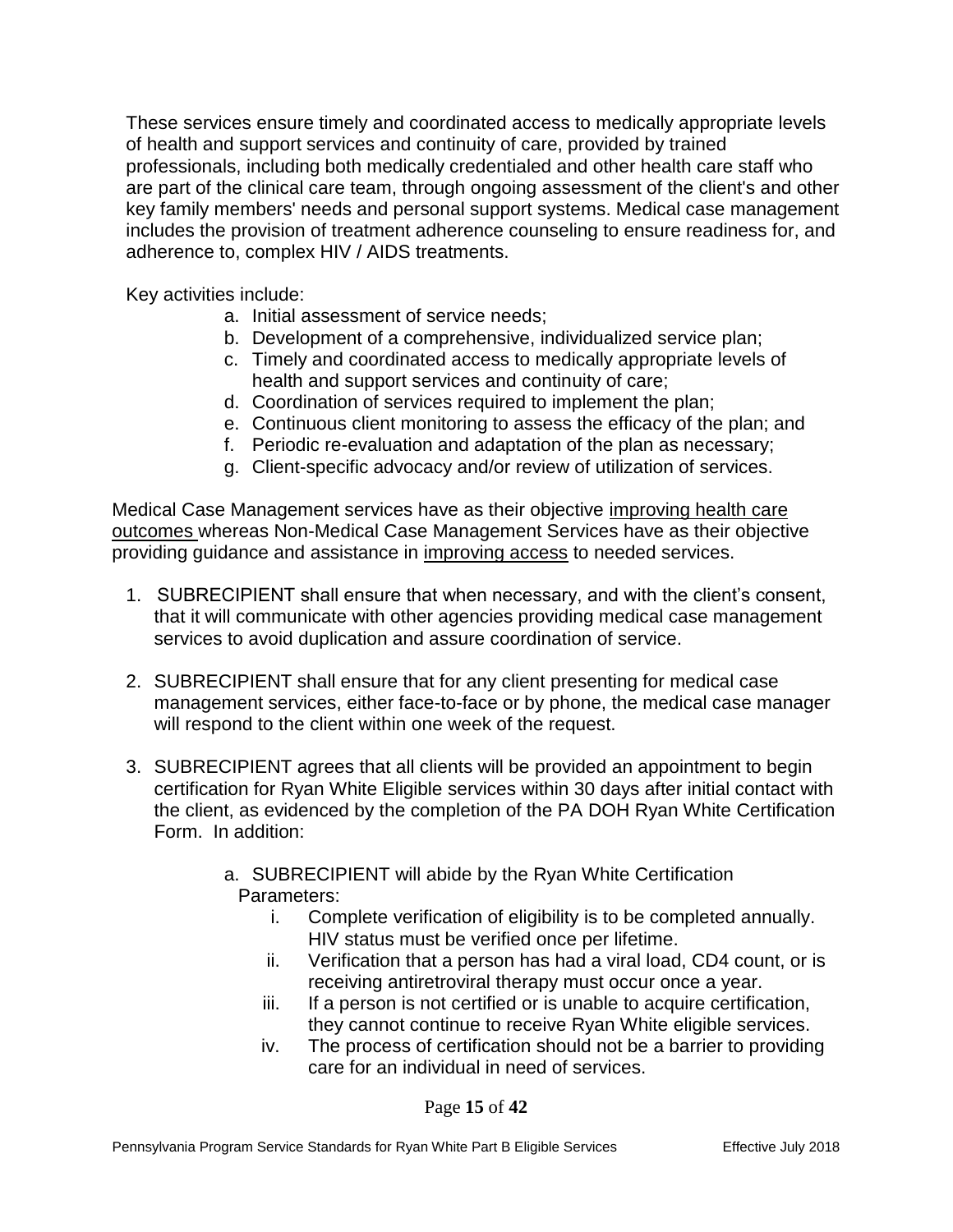These services ensure timely and coordinated access to medically appropriate levels of health and support services and continuity of care, provided by trained professionals, including both medically credentialed and other health care staff who are part of the clinical care team, through ongoing assessment of the client's and other key family members' needs and personal support systems. Medical case management includes the provision of treatment adherence counseling to ensure readiness for, and adherence to, complex HIV / AIDS treatments.

Key activities include:

a. Initial assessment of service needs;
b. Development of a comprehensive, individualized service plan;
c. Timely and coordinated access to medically appropriate levels of health and support services and continuity of care;
d. Coordination of services required to implement the plan;
e. Continuous client monitoring to assess the efficacy of the plan; and
f. Periodic re-evaluation and adaptation of the plan as necessary;
g. Client-specific advocacy and/or review of utilization of services.

Medical Case Management services have as their objective <u>improving health care outcomes</u> whereas Non-Medical Case Management Services have as their objective providing guidance and assistance in <u>improving access</u> to needed services.

1. SUBRECIPIENT shall ensure that when necessary, and with the client's consent, that it will communicate with other agencies providing medical case management services to avoid duplication and assure coordination of service.

2. SUBRECIPIENT shall ensure that for any client presenting for medical case management services, either face-to-face or by phone, the medical case manager will respond to the client within one week of the request.

3. SUBRECIPIENT agrees that all clients will be provided an appointment to begin certification for Ryan White Eligible services within 30 days after initial contact with the client, as evidenced by the completion of the PA DOH Ryan White Certification Form. In addition:

   a. SUBRECIPIENT will abide by the Ryan White Certification Parameters:
      i. Complete verification of eligibility is to be completed annually. HIV status must be verified once per lifetime.
      ii. Verification that a person has had a viral load, CD4 count, or is receiving antiretroviral therapy must occur once a year.
      iii. If a person is not certified or is unable to acquire certification, they cannot continue to receive Ryan White eligible services.
      iv. The process of certification should not be a barrier to providing care for an individual in need of services.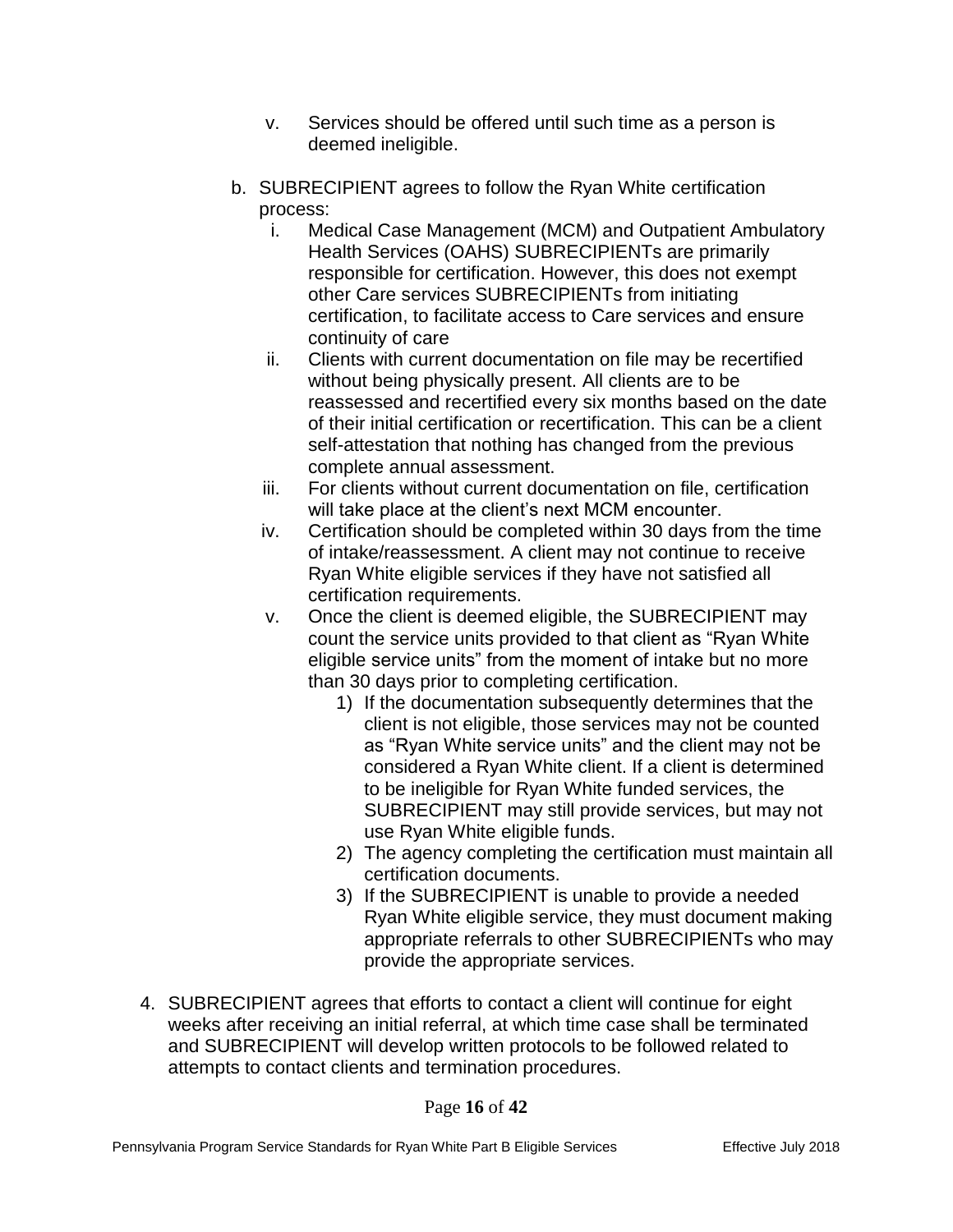v. Services should be offered until such time as a person is deemed ineligible.

b. SUBRECIPIENT agrees to follow the Ryan White certification process:

   i. Medical Case Management (MCM) and Outpatient Ambulatory Health Services (OAHS) SUBRECIPIENTs are primarily responsible for certification. However, this does not exempt other Care services SUBRECIPIENTs from initiating certification, to facilitate access to Care services and ensure continuity of care

   ii. Clients with current documentation on file may be recertified without being physically present. All clients are to be reassessed and recertified every six months based on the date of their initial certification or recertification. This can be a client self-attestation that nothing has changed from the previous complete annual assessment.

   iii. For clients without current documentation on file, certification will take place at the client's next MCM encounter.

   iv. Certification should be completed within 30 days from the time of intake/reassessment. A client may not continue to receive Ryan White eligible services if they have not satisfied all certification requirements.

   v. Once the client is deemed eligible, the SUBRECIPIENT may count the service units provided to that client as "Ryan White eligible service units" from the moment of intake but no more than 30 days prior to completing certification.

      1) If the documentation subsequently determines that the client is not eligible, those services may not be counted as "Ryan White service units" and the client may not be considered a Ryan White client. If a client is determined to be ineligible for Ryan White funded services, the SUBRECIPIENT may still provide services, but may not use Ryan White eligible funds.

      2) The agency completing the certification must maintain all certification documents.

      3) If the SUBRECIPIENT is unable to provide a needed Ryan White eligible service, they must document making appropriate referrals to other SUBRECIPIENTs who may provide the appropriate services.

4. SUBRECIPIENT agrees that efforts to contact a client will continue for eight weeks after receiving an initial referral, at which time case shall be terminated and SUBRECIPIENT will develop written protocols to be followed related to attempts to contact clients and termination procedures.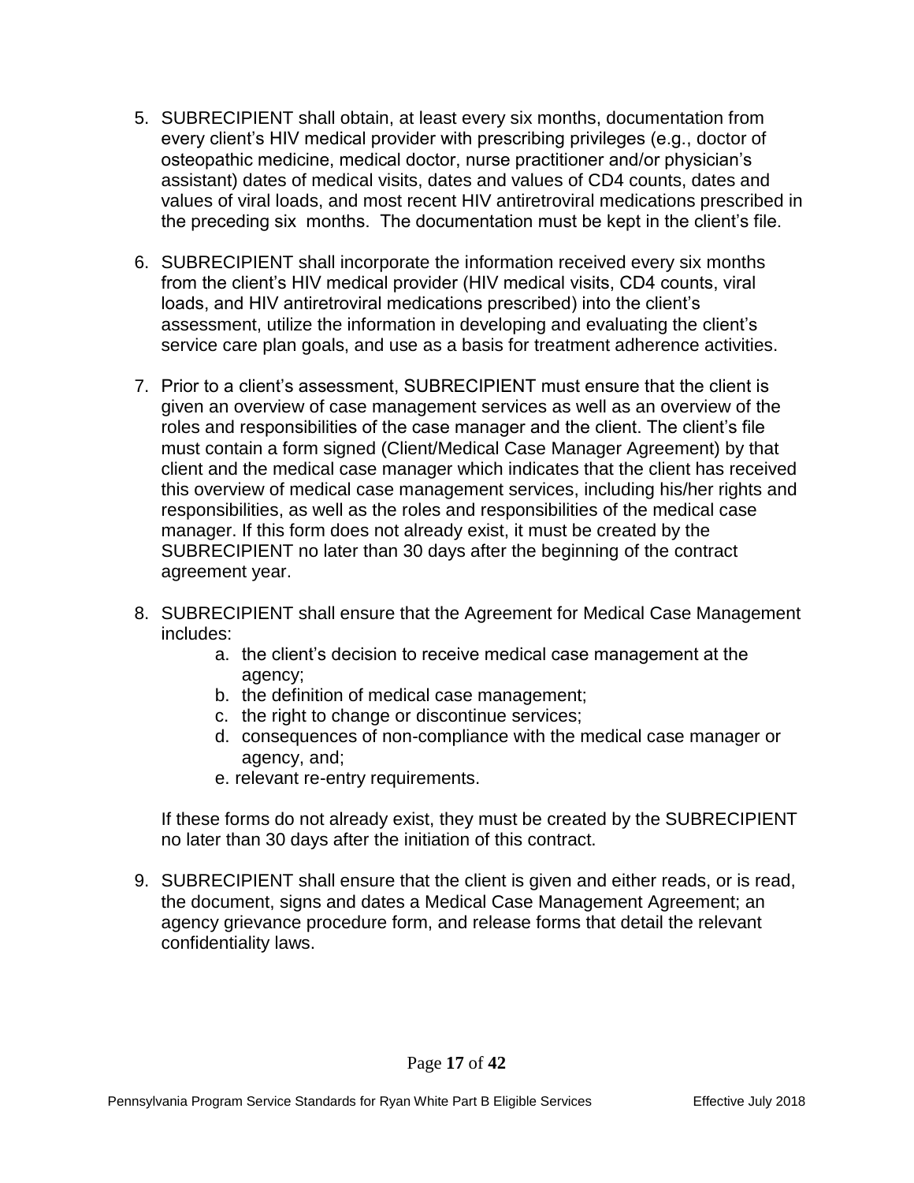5. SUBRECIPIENT shall obtain, at least every six months, documentation from every client's HIV medical provider with prescribing privileges (e.g., doctor of osteopathic medicine, medical doctor, nurse practitioner and/or physician's assistant) dates of medical visits, dates and values of CD4 counts, dates and values of viral loads, and most recent HIV antiretroviral medications prescribed in the preceding six months. The documentation must be kept in the client's file.

6. SUBRECIPIENT shall incorporate the information received every six months from the client's HIV medical provider (HIV medical visits, CD4 counts, viral loads, and HIV antiretroviral medications prescribed) into the client's assessment, utilize the information in developing and evaluating the client's service care plan goals, and use as a basis for treatment adherence activities.

7. Prior to a client's assessment, SUBRECIPIENT must ensure that the client is given an overview of case management services as well as an overview of the roles and responsibilities of the case manager and the client. The client's file must contain a form signed (Client/Medical Case Manager Agreement) by that client and the medical case manager which indicates that the client has received this overview of medical case management services, including his/her rights and responsibilities, as well as the roles and responsibilities of the medical case manager. If this form does not already exist, it must be created by the SUBRECIPIENT no later than 30 days after the beginning of the contract agreement year.

8. SUBRECIPIENT shall ensure that the Agreement for Medical Case Management includes:
    a. the client's decision to receive medical case management at the agency;
    b. the definition of medical case management;
    c. the right to change or discontinue services;
    d. consequences of non-compliance with the medical case manager or agency, and;
    e. relevant re-entry requirements.

   If these forms do not already exist, they must be created by the SUBRECIPIENT no later than 30 days after the initiation of this contract.

9. SUBRECIPIENT shall ensure that the client is given and either reads, or is read, the document, signs and dates a Medical Case Management Agreement; an agency grievance procedure form, and release forms that detail the relevant confidentiality laws.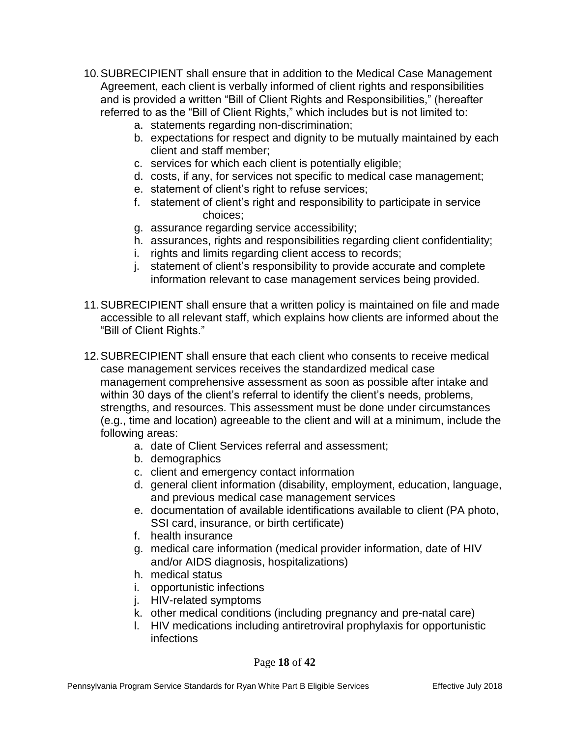10. SUBRECIPIENT shall ensure that in addition to the Medical Case Management Agreement, each client is verbally informed of client rights and responsibilities and is provided a written "Bill of Client Rights and Responsibilities," (hereafter referred to as the "Bill of Client Rights," which includes but is not limited to:
    a. statements regarding non-discrimination;
    b. expectations for respect and dignity to be mutually maintained by each client and staff member;
    c. services for which each client is potentially eligible;
    d. costs, if any, for services not specific to medical case management;
    e. statement of client's right to refuse services;
    f. statement of client's right and responsibility to participate in service choices;
    g. assurance regarding service accessibility;
    h. assurances, rights and responsibilities regarding client confidentiality;
    i. rights and limits regarding client access to records;
    j. statement of client's responsibility to provide accurate and complete information relevant to case management services being provided.

11. SUBRECIPIENT shall ensure that a written policy is maintained on file and made accessible to all relevant staff, which explains how clients are informed about the "Bill of Client Rights."

12. SUBRECIPIENT shall ensure that each client who consents to receive medical case management services receives the standardized medical case management comprehensive assessment as soon as possible after intake and within 30 days of the client's referral to identify the client's needs, problems, strengths, and resources. This assessment must be done under circumstances (e.g., time and location) agreeable to the client and will at a minimum, include the following areas:
    a. date of Client Services referral and assessment;
    b. demographics
    c. client and emergency contact information
    d. general client information (disability, employment, education, language, and previous medical case management services
    e. documentation of available identifications available to client (PA photo, SSI card, insurance, or birth certificate)
    f. health insurance
    g. medical care information (medical provider information, date of HIV and/or AIDS diagnosis, hospitalizations)
    h. medical status
    i. opportunistic infections
    j. HIV-related symptoms
    k. other medical conditions (including pregnancy and pre-natal care)
    l. HIV medications including antiretroviral prophylaxis for opportunistic infections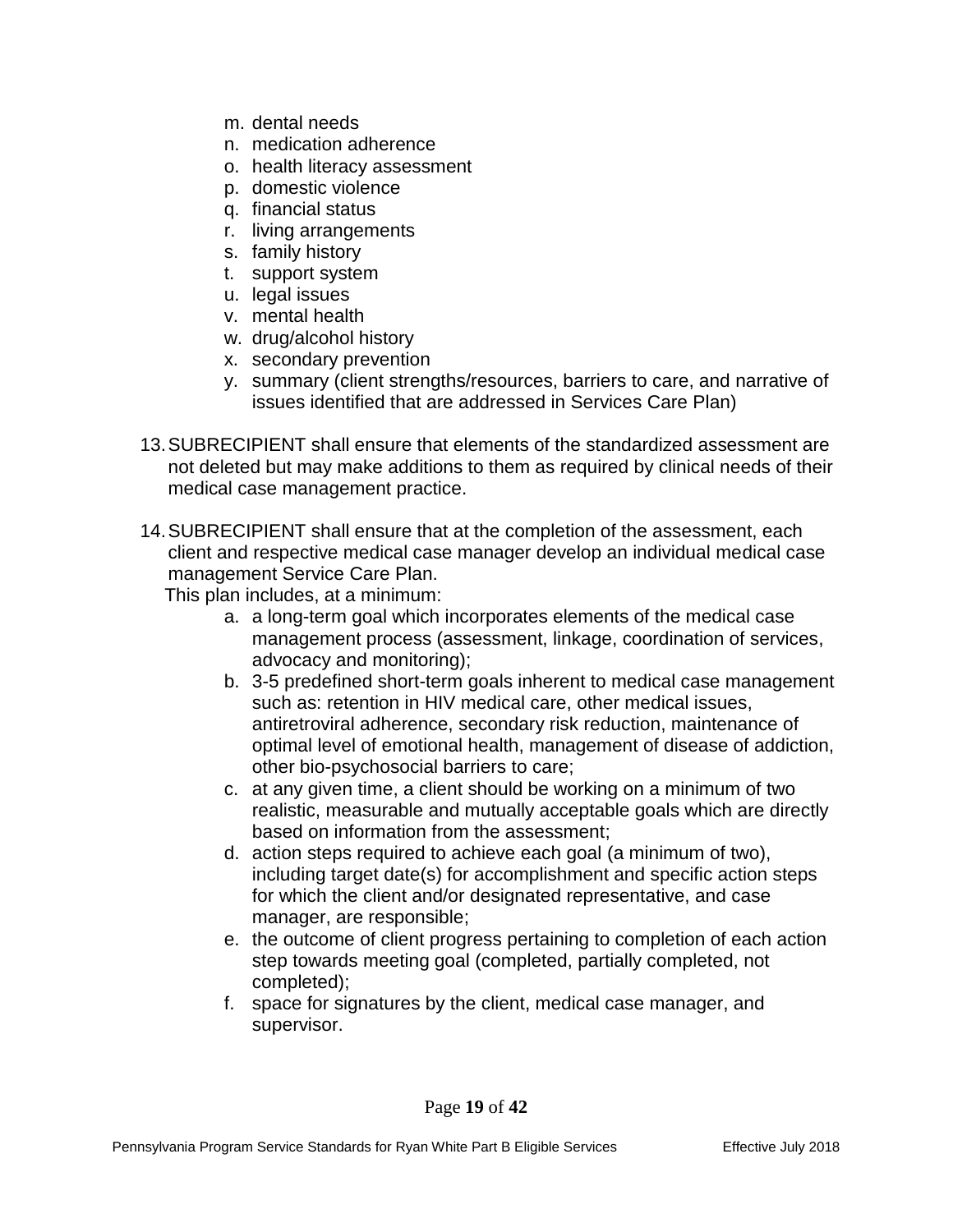m. dental needs
n. medication adherence
o. health literacy assessment
p. domestic violence
q. financial status
r. living arrangements
s. family history
t. support system
u. legal issues
v. mental health
w. drug/alcohol history
x. secondary prevention
y. summary (client strengths/resources, barriers to care, and narrative of issues identified that are addressed in Services Care Plan)

13. SUBRECIPIENT shall ensure that elements of the standardized assessment are not deleted but may make additions to them as required by clinical needs of their medical case management practice.

14. SUBRECIPIENT shall ensure that at the completion of the assessment, each client and respective medical case manager develop an individual medical case management Service Care Plan.
    This plan includes, at a minimum:
    a. a long-term goal which incorporates elements of the medical case management process (assessment, linkage, coordination of services, advocacy and monitoring);
    b. 3-5 predefined short-term goals inherent to medical case management such as: retention in HIV medical care, other medical issues, antiretroviral adherence, secondary risk reduction, maintenance of optimal level of emotional health, management of disease of addiction, other bio-psychosocial barriers to care;
    c. at any given time, a client should be working on a minimum of two realistic, measurable and mutually acceptable goals which are directly based on information from the assessment;
    d. action steps required to achieve each goal (a minimum of two), including target date(s) for accomplishment and specific action steps for which the client and/or designated representative, and case manager, are responsible;
    e. the outcome of client progress pertaining to completion of each action step towards meeting goal (completed, partially completed, not completed);
    f. space for signatures by the client, medical case manager, and supervisor.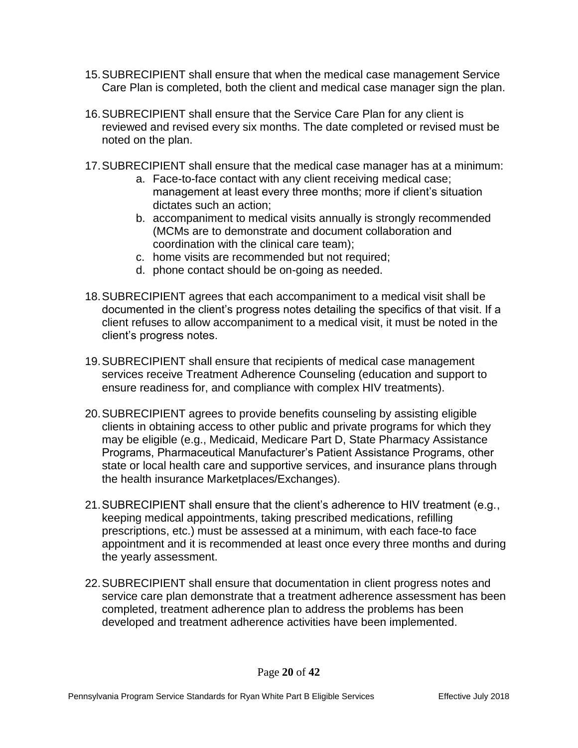15. SUBRECIPIENT shall ensure that when the medical case management Service Care Plan is completed, both the client and medical case manager sign the plan.

16. SUBRECIPIENT shall ensure that the Service Care Plan for any client is reviewed and revised every six months. The date completed or revised must be noted on the plan.

17. SUBRECIPIENT shall ensure that the medical case manager has at a minimum:
    a. Face-to-face contact with any client receiving medical case; management at least every three months; more if client's situation dictates such an action;
    b. accompaniment to medical visits annually is strongly recommended (MCMs are to demonstrate and document collaboration and coordination with the clinical care team);
    c. home visits are recommended but not required;
    d. phone contact should be on-going as needed.

18. SUBRECIPIENT agrees that each accompaniment to a medical visit shall be documented in the client's progress notes detailing the specifics of that visit. If a client refuses to allow accompaniment to a medical visit, it must be noted in the client's progress notes.

19. SUBRECIPIENT shall ensure that recipients of medical case management services receive Treatment Adherence Counseling (education and support to ensure readiness for, and compliance with complex HIV treatments).

20. SUBRECIPIENT agrees to provide benefits counseling by assisting eligible clients in obtaining access to other public and private programs for which they may be eligible (e.g., Medicaid, Medicare Part D, State Pharmacy Assistance Programs, Pharmaceutical Manufacturer's Patient Assistance Programs, other state or local health care and supportive services, and insurance plans through the health insurance Marketplaces/Exchanges).

21. SUBRECIPIENT shall ensure that the client's adherence to HIV treatment (e.g., keeping medical appointments, taking prescribed medications, refilling prescriptions, etc.) must be assessed at a minimum, with each face-to face appointment and it is recommended at least once every three months and during the yearly assessment.

22. SUBRECIPIENT shall ensure that documentation in client progress notes and service care plan demonstrate that a treatment adherence assessment has been completed, treatment adherence plan to address the problems has been developed and treatment adherence activities have been implemented.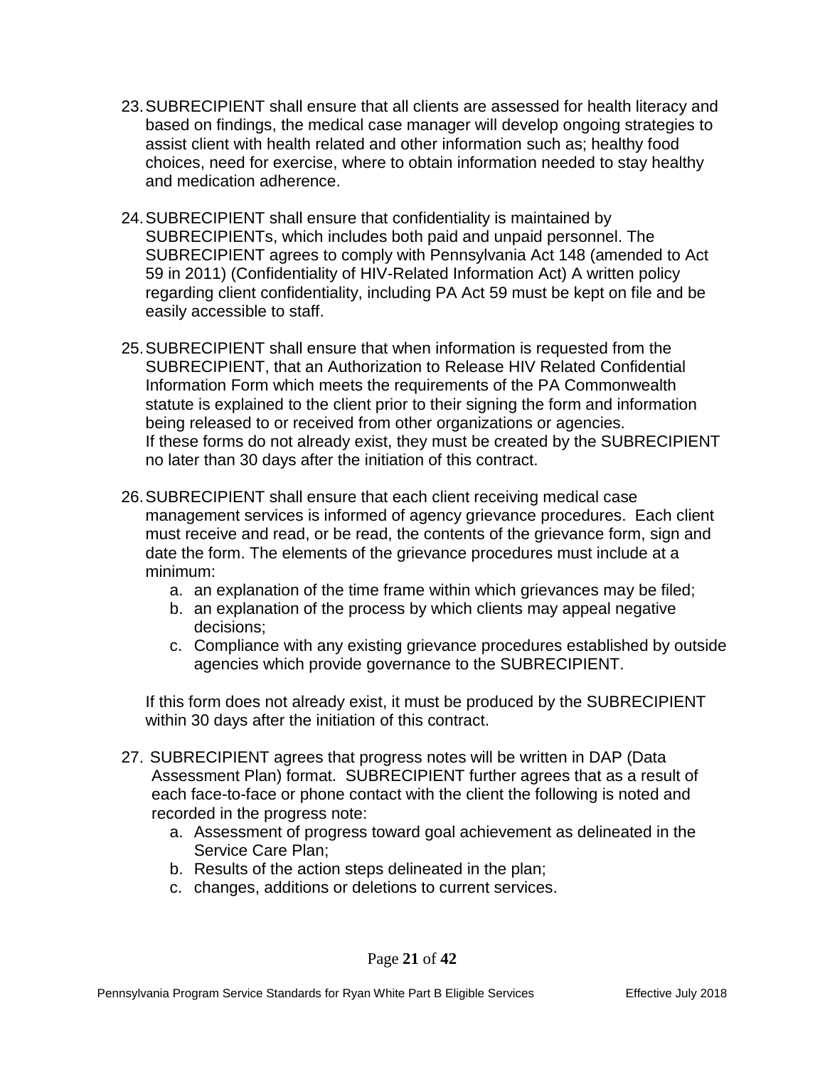23. SUBRECIPIENT shall ensure that all clients are assessed for health literacy and based on findings, the medical case manager will develop ongoing strategies to assist client with health related and other information such as; healthy food choices, need for exercise, where to obtain information needed to stay healthy and medication adherence.

24. SUBRECIPIENT shall ensure that confidentiality is maintained by SUBRECIPIENTs, which includes both paid and unpaid personnel. The SUBRECIPIENT agrees to comply with Pennsylvania Act 148 (amended to Act 59 in 2011) (Confidentiality of HIV-Related Information Act) A written policy regarding client confidentiality, including PA Act 59 must be kept on file and be easily accessible to staff.

25. SUBRECIPIENT shall ensure that when information is requested from the SUBRECIPIENT, that an Authorization to Release HIV Related Confidential Information Form which meets the requirements of the PA Commonwealth statute is explained to the client prior to their signing the form and information being released to or received from other organizations or agencies. If these forms do not already exist, they must be created by the SUBRECIPIENT no later than 30 days after the initiation of this contract.

26. SUBRECIPIENT shall ensure that each client receiving medical case management services is informed of agency grievance procedures. Each client must receive and read, or be read, the contents of the grievance form, sign and date the form. The elements of the grievance procedures must include at a minimum:
    a. an explanation of the time frame within which grievances may be filed;
    b. an explanation of the process by which clients may appeal negative decisions;
    c. Compliance with any existing grievance procedures established by outside agencies which provide governance to the SUBRECIPIENT.

    If this form does not already exist, it must be produced by the SUBRECIPIENT within 30 days after the initiation of this contract.

27. SUBRECIPIENT agrees that progress notes will be written in DAP (Data Assessment Plan) format. SUBRECIPIENT further agrees that as a result of each face-to-face or phone contact with the client the following is noted and recorded in the progress note:
    a. Assessment of progress toward goal achievement as delineated in the Service Care Plan;
    b. Results of the action steps delineated in the plan;
    c. changes, additions or deletions to current services.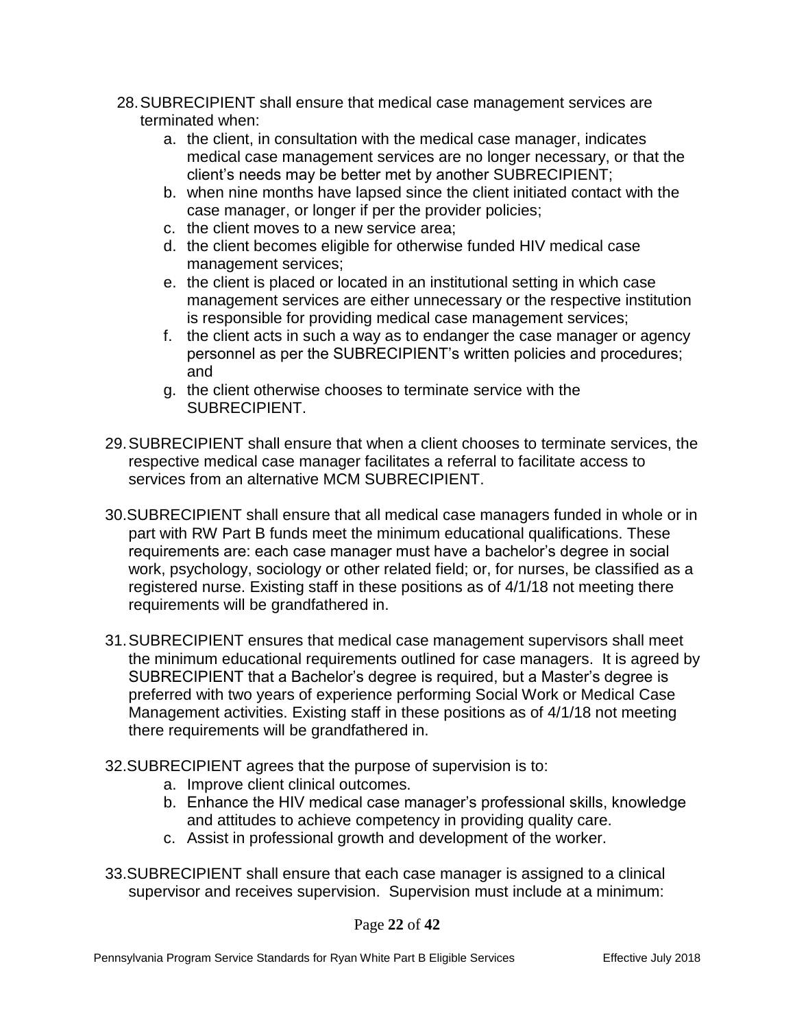28. SUBRECIPIENT shall ensure that medical case management services are terminated when:
    a. the client, in consultation with the medical case manager, indicates medical case management services are no longer necessary, or that the client's needs may be better met by another SUBRECIPIENT;
    b. when nine months have lapsed since the client initiated contact with the case manager, or longer if per the provider policies;
    c. the client moves to a new service area;
    d. the client becomes eligible for otherwise funded HIV medical case management services;
    e. the client is placed or located in an institutional setting in which case management services are either unnecessary or the respective institution is responsible for providing medical case management services;
    f. the client acts in such a way as to endanger the case manager or agency personnel as per the SUBRECIPIENT's written policies and procedures; and
    g. the client otherwise chooses to terminate service with the SUBRECIPIENT.

29. SUBRECIPIENT shall ensure that when a client chooses to terminate services, the respective medical case manager facilitates a referral to facilitate access to services from an alternative MCM SUBRECIPIENT.

30. SUBRECIPIENT shall ensure that all medical case managers funded in whole or in part with RW Part B funds meet the minimum educational qualifications. These requirements are: each case manager must have a bachelor's degree in social work, psychology, sociology or other related field; or, for nurses, be classified as a registered nurse. Existing staff in these positions as of 4/1/18 not meeting there requirements will be grandfathered in.

31. SUBRECIPIENT ensures that medical case management supervisors shall meet the minimum educational requirements outlined for case managers. It is agreed by SUBRECIPIENT that a Bachelor's degree is required, but a Master's degree is preferred with two years of experience performing Social Work or Medical Case Management activities. Existing staff in these positions as of 4/1/18 not meeting there requirements will be grandfathered in.

32. SUBRECIPIENT agrees that the purpose of supervision is to:
    a. Improve client clinical outcomes.
    b. Enhance the HIV medical case manager's professional skills, knowledge and attitudes to achieve competency in providing quality care.
    c. Assist in professional growth and development of the worker.

33. SUBRECIPIENT shall ensure that each case manager is assigned to a clinical supervisor and receives supervision. Supervision must include at a minimum: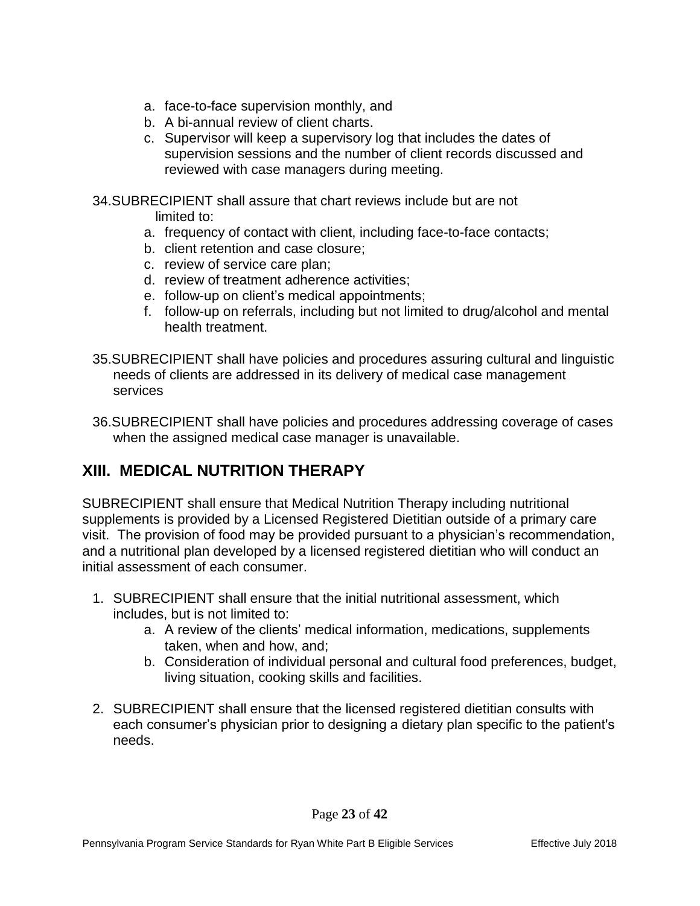a. face-to-face supervision monthly, and
b. A bi-annual review of client charts.
c. Supervisor will keep a supervisory log that includes the dates of supervision sessions and the number of client records discussed and reviewed with case managers during meeting.

34. SUBRECIPIENT shall assure that chart reviews include but are not limited to:
    a. frequency of contact with client, including face-to-face contacts;
    b. client retention and case closure;
    c. review of service care plan;
    d. review of treatment adherence activities;
    e. follow-up on client's medical appointments;
    f. follow-up on referrals, including but not limited to drug/alcohol and mental health treatment.

35. SUBRECIPIENT shall have policies and procedures assuring cultural and linguistic needs of clients are addressed in its delivery of medical case management services

36. SUBRECIPIENT shall have policies and procedures addressing coverage of cases when the assigned medical case manager is unavailable.

## XIII. MEDICAL NUTRITION THERAPY

SUBRECIPIENT shall ensure that Medical Nutrition Therapy including nutritional supplements is provided by a Licensed Registered Dietitian outside of a primary care visit. The provision of food may be provided pursuant to a physician's recommendation, and a nutritional plan developed by a licensed registered dietitian who will conduct an initial assessment of each consumer.

1. SUBRECIPIENT shall ensure that the initial nutritional assessment, which includes, but is not limited to:
    a. A review of the clients' medical information, medications, supplements taken, when and how, and;
    b. Consideration of individual personal and cultural food preferences, budget, living situation, cooking skills and facilities.

2. SUBRECIPIENT shall ensure that the licensed registered dietitian consults with each consumer's physician prior to designing a dietary plan specific to the patient's needs.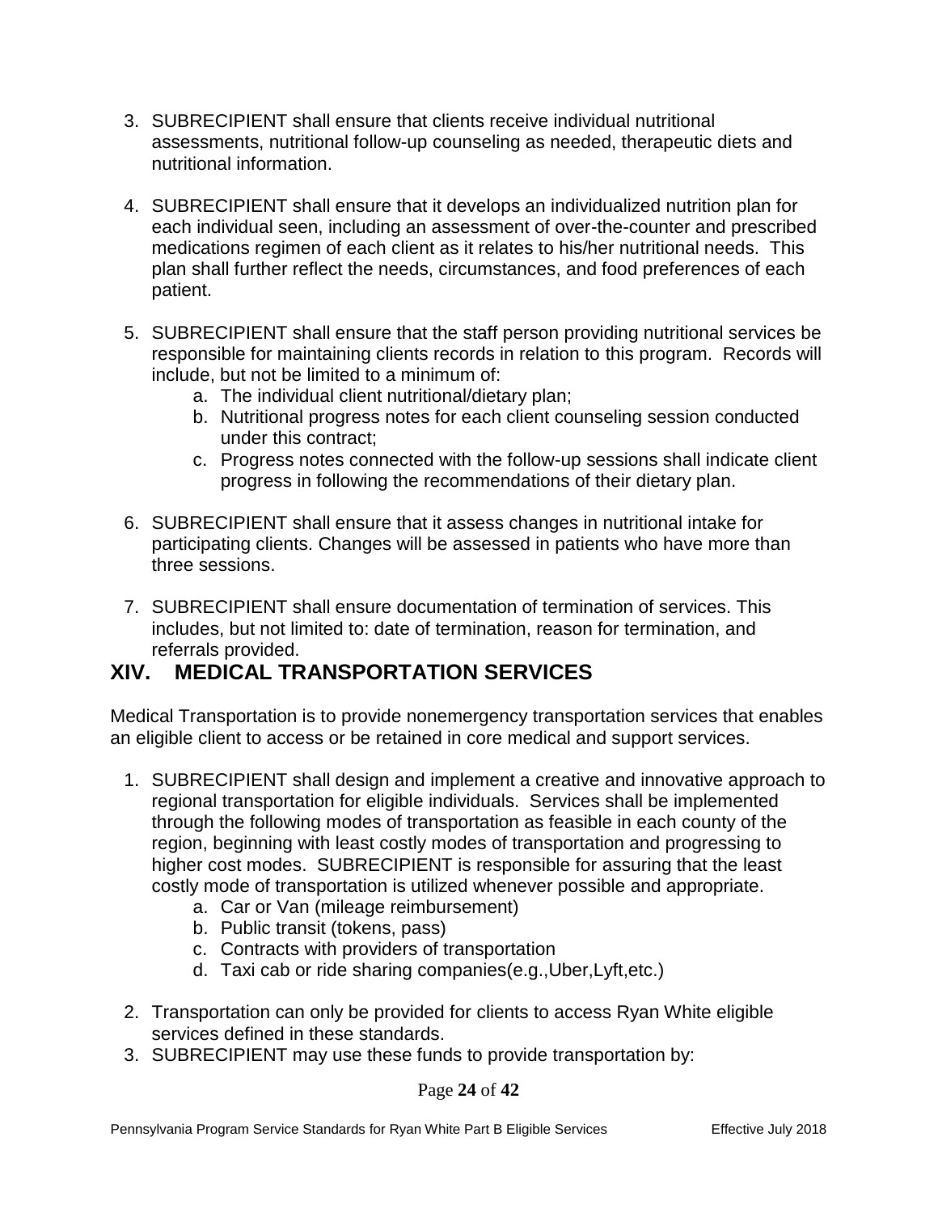3. SUBRECIPIENT shall ensure that clients receive individual nutritional assessments, nutritional follow-up counseling as needed, therapeutic diets and nutritional information.

4. SUBRECIPIENT shall ensure that it develops an individualized nutrition plan for each individual seen, including an assessment of over-the-counter and prescribed medications regimen of each client as it relates to his/her nutritional needs. This plan shall further reflect the needs, circumstances, and food preferences of each patient.

5. SUBRECIPIENT shall ensure that the staff person providing nutritional services be responsible for maintaining clients records in relation to this program. Records will include, but not be limited to a minimum of:
   a. The individual client nutritional/dietary plan;
   b. Nutritional progress notes for each client counseling session conducted under this contract;
   c. Progress notes connected with the follow-up sessions shall indicate client progress in following the recommendations of their dietary plan.

6. SUBRECIPIENT shall ensure that it assess changes in nutritional intake for participating clients. Changes will be assessed in patients who have more than three sessions.

7. SUBRECIPIENT shall ensure documentation of termination of services. This includes, but not limited to: date of termination, reason for termination, and referrals provided.

## XIV. MEDICAL TRANSPORTATION SERVICES

Medical Transportation is to provide nonemergency transportation services that enables an eligible client to access or be retained in core medical and support services.

1. SUBRECIPIENT shall design and implement a creative and innovative approach to regional transportation for eligible individuals. Services shall be implemented through the following modes of transportation as feasible in each county of the region, beginning with least costly modes of transportation and progressing to higher cost modes. SUBRECIPIENT is responsible for assuring that the least costly mode of transportation is utilized whenever possible and appropriate.
   a. Car or Van (mileage reimbursement)
   b. Public transit (tokens, pass)
   c. Contracts with providers of transportation
   d. Taxi cab or ride sharing companies(e.g.,Uber,Lyft,etc.)

2. Transportation can only be provided for clients to access Ryan White eligible services defined in these standards.
3. SUBRECIPIENT may use these funds to provide transportation by: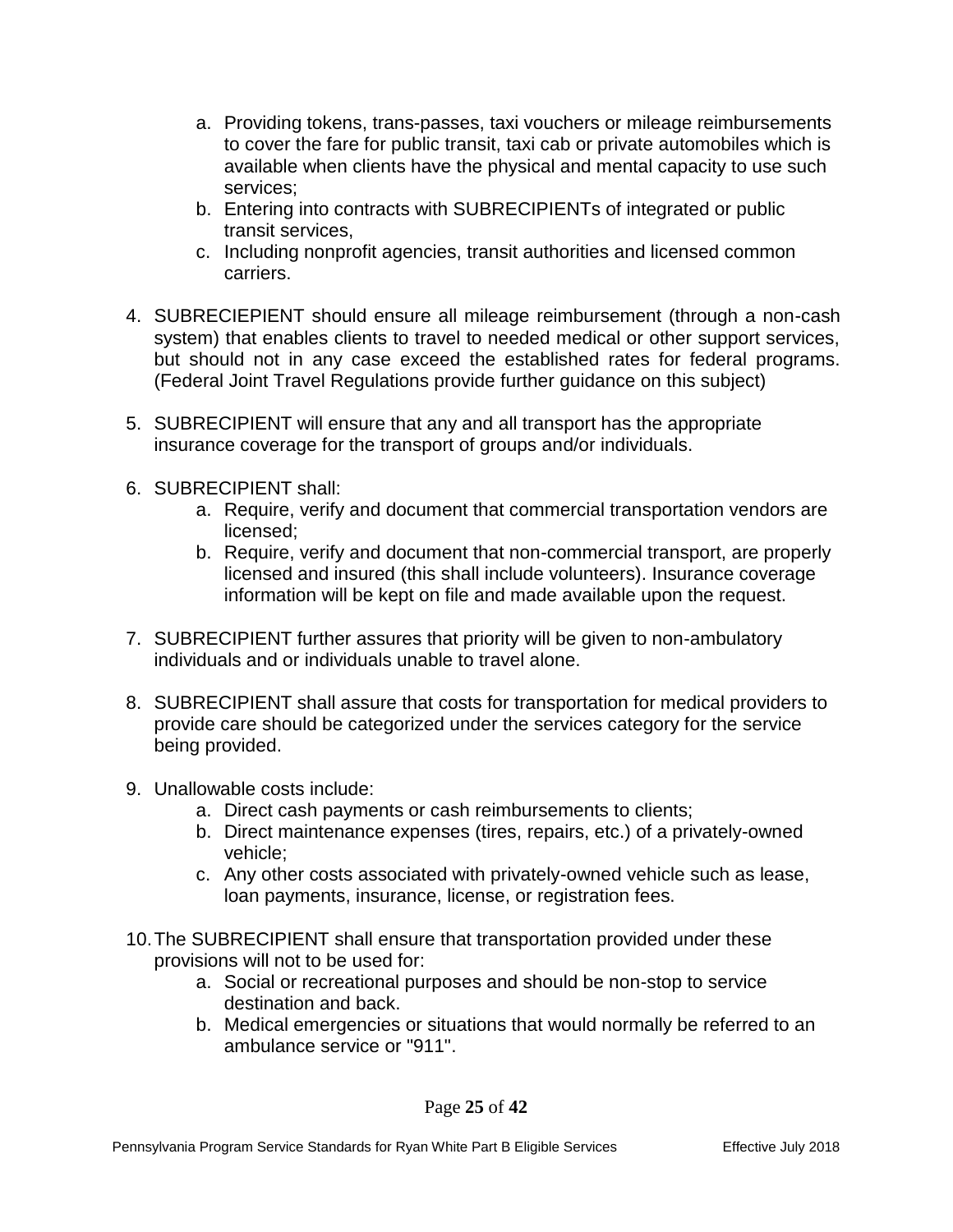a. Providing tokens, trans-passes, taxi vouchers or mileage reimbursements to cover the fare for public transit, taxi cab or private automobiles which is available when clients have the physical and mental capacity to use such services;
   b. Entering into contracts with SUBRECIPIENTs of integrated or public transit services,
   c. Including nonprofit agencies, transit authorities and licensed common carriers.

4. SUBRECIEPIENT should ensure all mileage reimbursement (through a non-cash system) that enables clients to travel to needed medical or other support services, but should not in any case exceed the established rates for federal programs. (Federal Joint Travel Regulations provide further guidance on this subject)

5. SUBRECIPIENT will ensure that any and all transport has the appropriate insurance coverage for the transport of groups and/or individuals.

6. SUBRECIPIENT shall:
   a. Require, verify and document that commercial transportation vendors are licensed;
   b. Require, verify and document that non-commercial transport, are properly licensed and insured (this shall include volunteers). Insurance coverage information will be kept on file and made available upon the request.

7. SUBRECIPIENT further assures that priority will be given to non-ambulatory individuals and or individuals unable to travel alone.

8. SUBRECIPIENT shall assure that costs for transportation for medical providers to provide care should be categorized under the services category for the service being provided.

9. Unallowable costs include:
   a. Direct cash payments or cash reimbursements to clients;
   b. Direct maintenance expenses (tires, repairs, etc.) of a privately-owned vehicle;
   c. Any other costs associated with privately-owned vehicle such as lease, loan payments, insurance, license, or registration fees.

10. The SUBRECIPIENT shall ensure that transportation provided under these provisions will not to be used for:
    a. Social or recreational purposes and should be non-stop to service destination and back.
    b. Medical emergencies or situations that would normally be referred to an ambulance service or "911".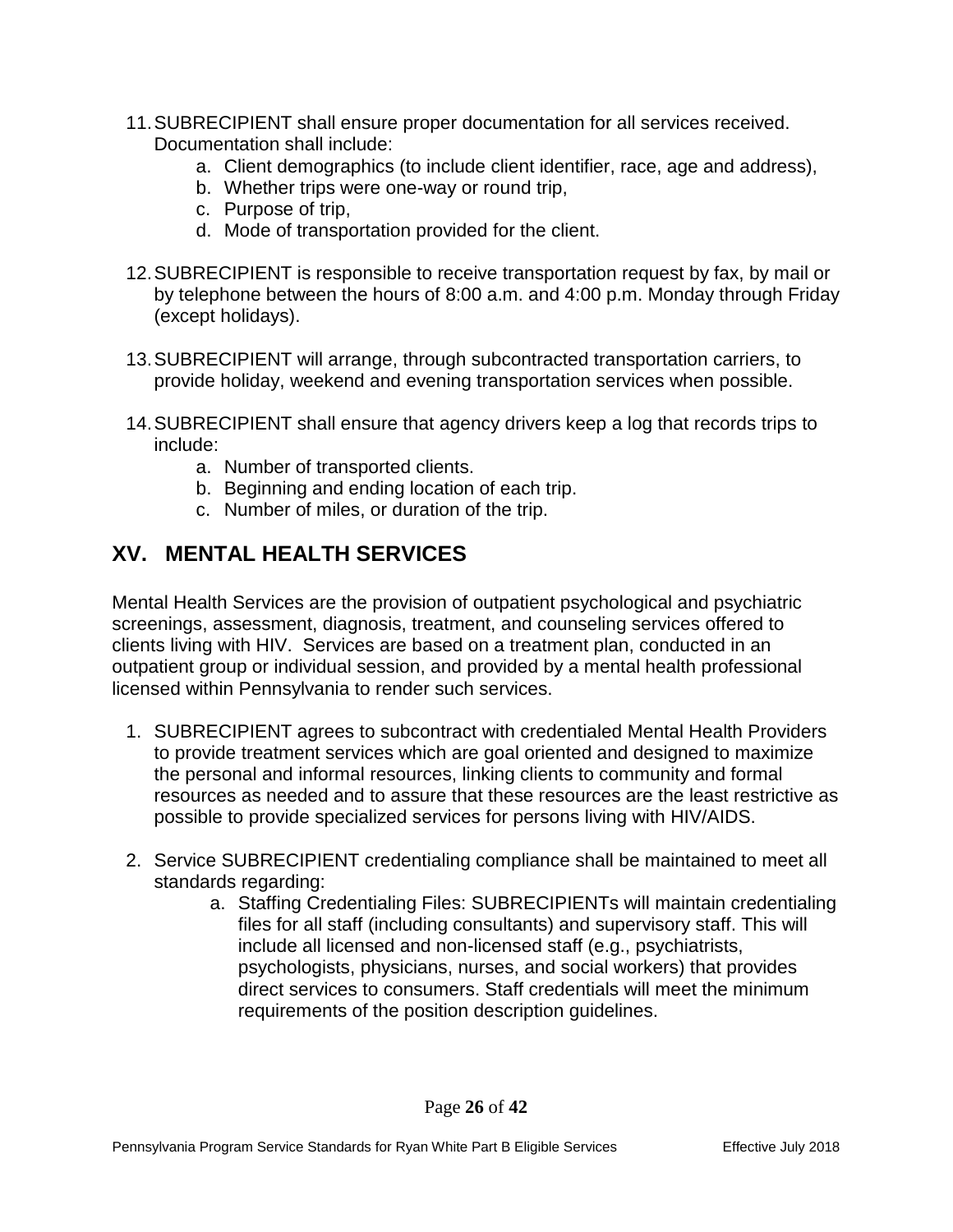11. SUBRECIPIENT shall ensure proper documentation for all services received. Documentation shall include:
    a. Client demographics (to include client identifier, race, age and address),
    b. Whether trips were one-way or round trip,
    c. Purpose of trip,
    d. Mode of transportation provided for the client.

12. SUBRECIPIENT is responsible to receive transportation request by fax, by mail or by telephone between the hours of 8:00 a.m. and 4:00 p.m. Monday through Friday (except holidays).

13. SUBRECIPIENT will arrange, through subcontracted transportation carriers, to provide holiday, weekend and evening transportation services when possible.

14. SUBRECIPIENT shall ensure that agency drivers keep a log that records trips to include:
    a. Number of transported clients.
    b. Beginning and ending location of each trip.
    c. Number of miles, or duration of the trip.

## XV. MENTAL HEALTH SERVICES

Mental Health Services are the provision of outpatient psychological and psychiatric screenings, assessment, diagnosis, treatment, and counseling services offered to clients living with HIV. Services are based on a treatment plan, conducted in an outpatient group or individual session, and provided by a mental health professional licensed within Pennsylvania to render such services.

1. SUBRECIPIENT agrees to subcontract with credentialed Mental Health Providers to provide treatment services which are goal oriented and designed to maximize the personal and informal resources, linking clients to community and formal resources as needed and to assure that these resources are the least restrictive as possible to provide specialized services for persons living with HIV/AIDS.

2. Service SUBRECIPIENT credentialing compliance shall be maintained to meet all standards regarding:
    a. Staffing Credentialing Files: SUBRECIPIENTs will maintain credentialing files for all staff (including consultants) and supervisory staff. This will include all licensed and non-licensed staff (e.g., psychiatrists, psychologists, physicians, nurses, and social workers) that provides direct services to consumers. Staff credentials will meet the minimum requirements of the position description guidelines.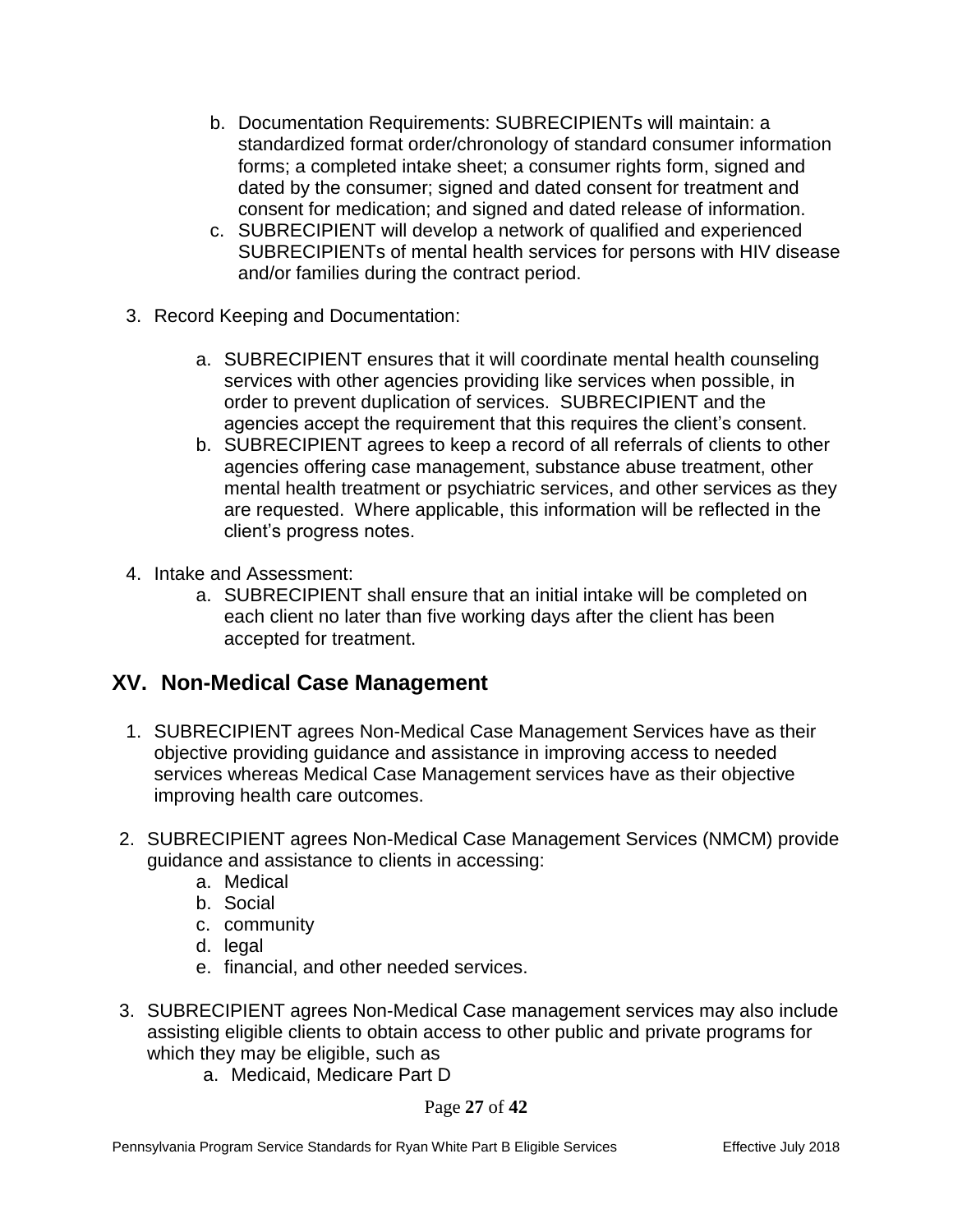b. Documentation Requirements: SUBRECIPIENTs will maintain: a standardized format order/chronology of standard consumer information forms; a completed intake sheet; a consumer rights form, signed and dated by the consumer; signed and dated consent for treatment and consent for medication; and signed and dated release of information.
   c. SUBRECIPIENT will develop a network of qualified and experienced SUBRECIPIENTs of mental health services for persons with HIV disease and/or families during the contract period.

3. Record Keeping and Documentation:
   a. SUBRECIPIENT ensures that it will coordinate mental health counseling services with other agencies providing like services when possible, in order to prevent duplication of services. SUBRECIPIENT and the agencies accept the requirement that this requires the client's consent.
   b. SUBRECIPIENT agrees to keep a record of all referrals of clients to other agencies offering case management, substance abuse treatment, other mental health treatment or psychiatric services, and other services as they are requested. Where applicable, this information will be reflected in the client's progress notes.

4. Intake and Assessment:
   a. SUBRECIPIENT shall ensure that an initial intake will be completed on each client no later than five working days after the client has been accepted for treatment.

## XV. Non-Medical Case Management

1. SUBRECIPIENT agrees Non-Medical Case Management Services have as their objective providing guidance and assistance in improving access to needed services whereas Medical Case Management services have as their objective improving health care outcomes.

2. SUBRECIPIENT agrees Non-Medical Case Management Services (NMCM) provide guidance and assistance to clients in accessing:
   a. Medical
   b. Social
   c. community
   d. legal
   e. financial, and other needed services.

3. SUBRECIPIENT agrees Non-Medical Case management services may also include assisting eligible clients to obtain access to other public and private programs for which they may be eligible, such as
   a. Medicaid, Medicare Part D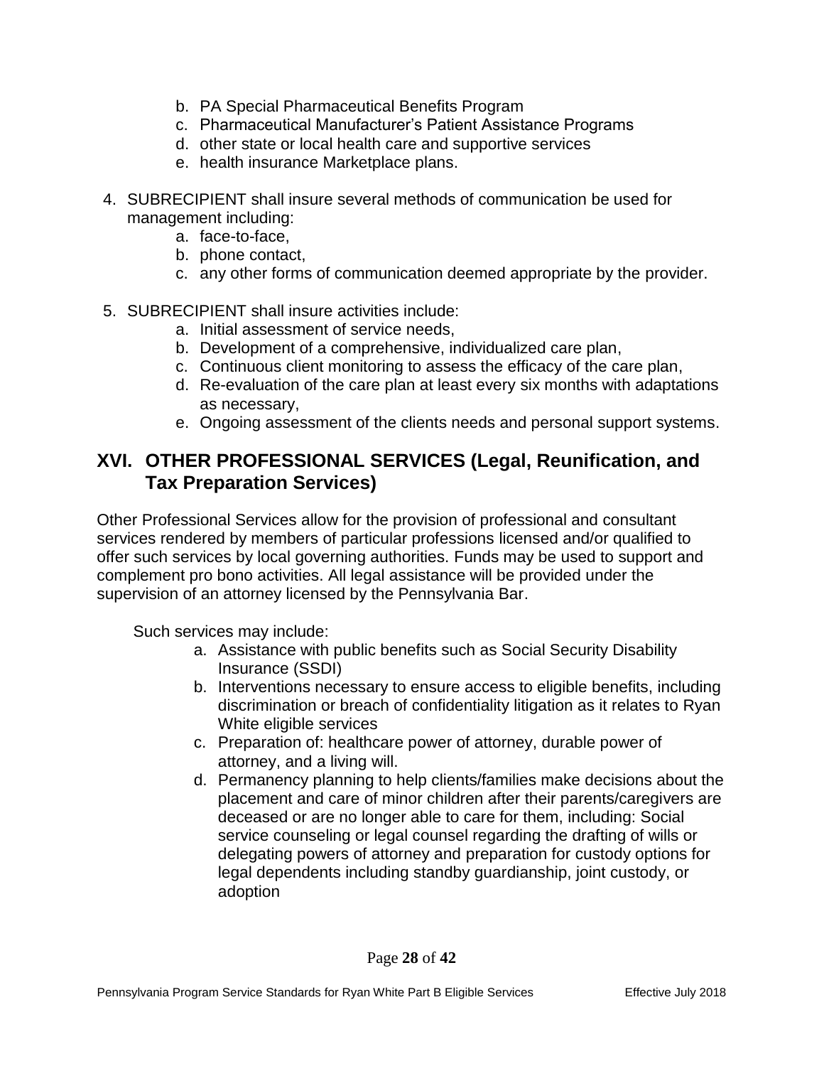b. PA Special Pharmaceutical Benefits Program
   c. Pharmaceutical Manufacturer's Patient Assistance Programs
   d. other state or local health care and supportive services
   e. health insurance Marketplace plans.

4. SUBRECIPIENT shall insure several methods of communication be used for management including:
   a. face-to-face,
   b. phone contact,
   c. any other forms of communication deemed appropriate by the provider.

5. SUBRECIPIENT shall insure activities include:
   a. Initial assessment of service needs,
   b. Development of a comprehensive, individualized care plan,
   c. Continuous client monitoring to assess the efficacy of the care plan,
   d. Re-evaluation of the care plan at least every six months with adaptations as necessary,
   e. Ongoing assessment of the clients needs and personal support systems.

## XVI. OTHER PROFESSIONAL SERVICES (Legal, Reunification, and Tax Preparation Services)

Other Professional Services allow for the provision of professional and consultant services rendered by members of particular professions licensed and/or qualified to offer such services by local governing authorities. Funds may be used to support and complement pro bono activities. All legal assistance will be provided under the supervision of an attorney licensed by the Pennsylvania Bar.

Such services may include:

a. Assistance with public benefits such as Social Security Disability Insurance (SSDI)
b. Interventions necessary to ensure access to eligible benefits, including discrimination or breach of confidentiality litigation as it relates to Ryan White eligible services
c. Preparation of: healthcare power of attorney, durable power of attorney, and a living will.
d. Permanency planning to help clients/families make decisions about the placement and care of minor children after their parents/caregivers are deceased or are no longer able to care for them, including: Social service counseling or legal counsel regarding the drafting of wills or delegating powers of attorney and preparation for custody options for legal dependents including standby guardianship, joint custody, or adoption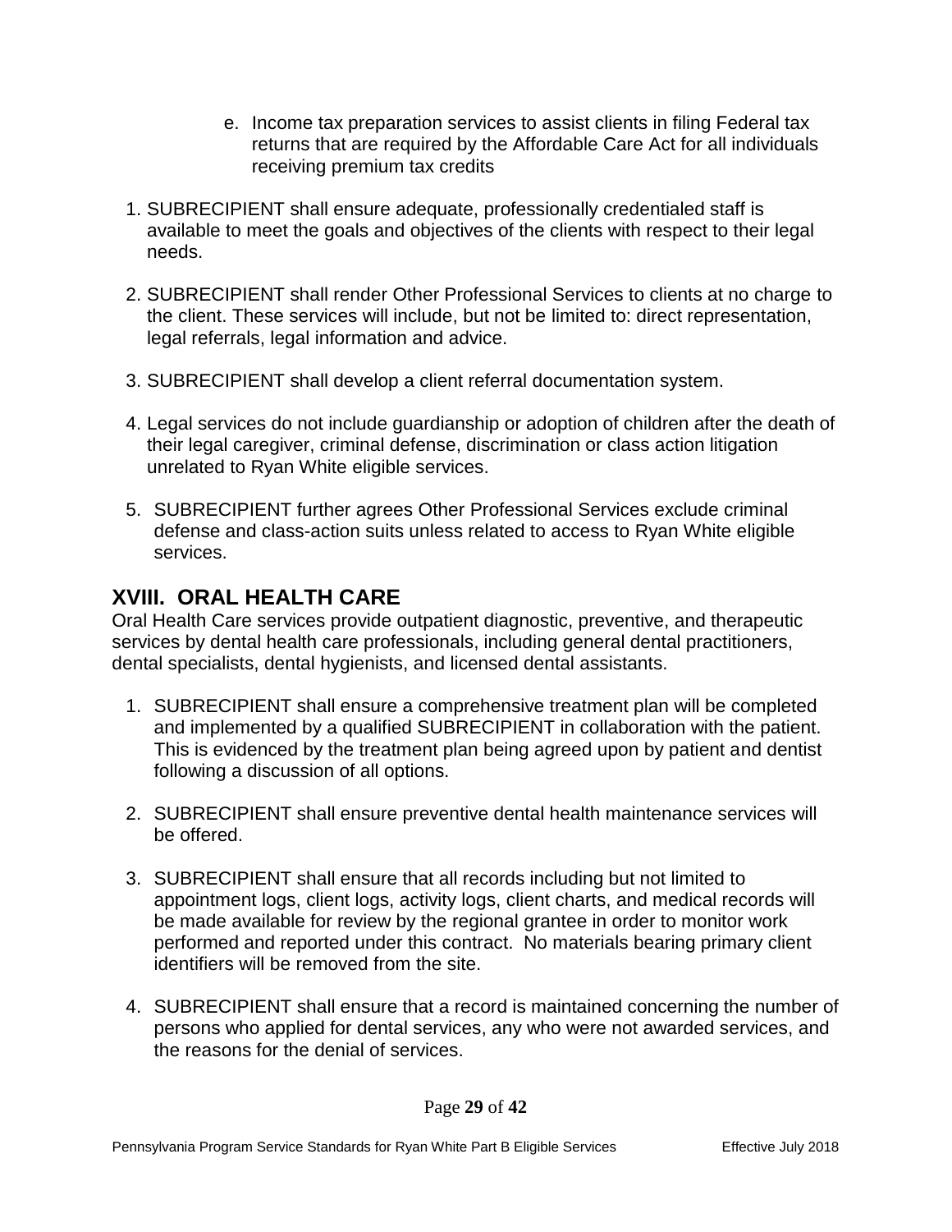e. Income tax preparation services to assist clients in filing Federal tax returns that are required by the Affordable Care Act for all individuals receiving premium tax credits

1. SUBRECIPIENT shall ensure adequate, professionally credentialed staff is available to meet the goals and objectives of the clients with respect to their legal needs.

2. SUBRECIPIENT shall render Other Professional Services to clients at no charge to the client. These services will include, but not be limited to: direct representation, legal referrals, legal information and advice.

3. SUBRECIPIENT shall develop a client referral documentation system.

4. Legal services do not include guardianship or adoption of children after the death of their legal caregiver, criminal defense, discrimination or class action litigation unrelated to Ryan White eligible services.

5. SUBRECIPIENT further agrees Other Professional Services exclude criminal defense and class-action suits unless related to access to Ryan White eligible services.

## XVIII. ORAL HEALTH CARE

Oral Health Care services provide outpatient diagnostic, preventive, and therapeutic services by dental health care professionals, including general dental practitioners, dental specialists, dental hygienists, and licensed dental assistants.

1. SUBRECIPIENT shall ensure a comprehensive treatment plan will be completed and implemented by a qualified SUBRECIPIENT in collaboration with the patient. This is evidenced by the treatment plan being agreed upon by patient and dentist following a discussion of all options.

2. SUBRECIPIENT shall ensure preventive dental health maintenance services will be offered.

3. SUBRECIPIENT shall ensure that all records including but not limited to appointment logs, client logs, activity logs, client charts, and medical records will be made available for review by the regional grantee in order to monitor work performed and reported under this contract. No materials bearing primary client identifiers will be removed from the site.

4. SUBRECIPIENT shall ensure that a record is maintained concerning the number of persons who applied for dental services, any who were not awarded services, and the reasons for the denial of services.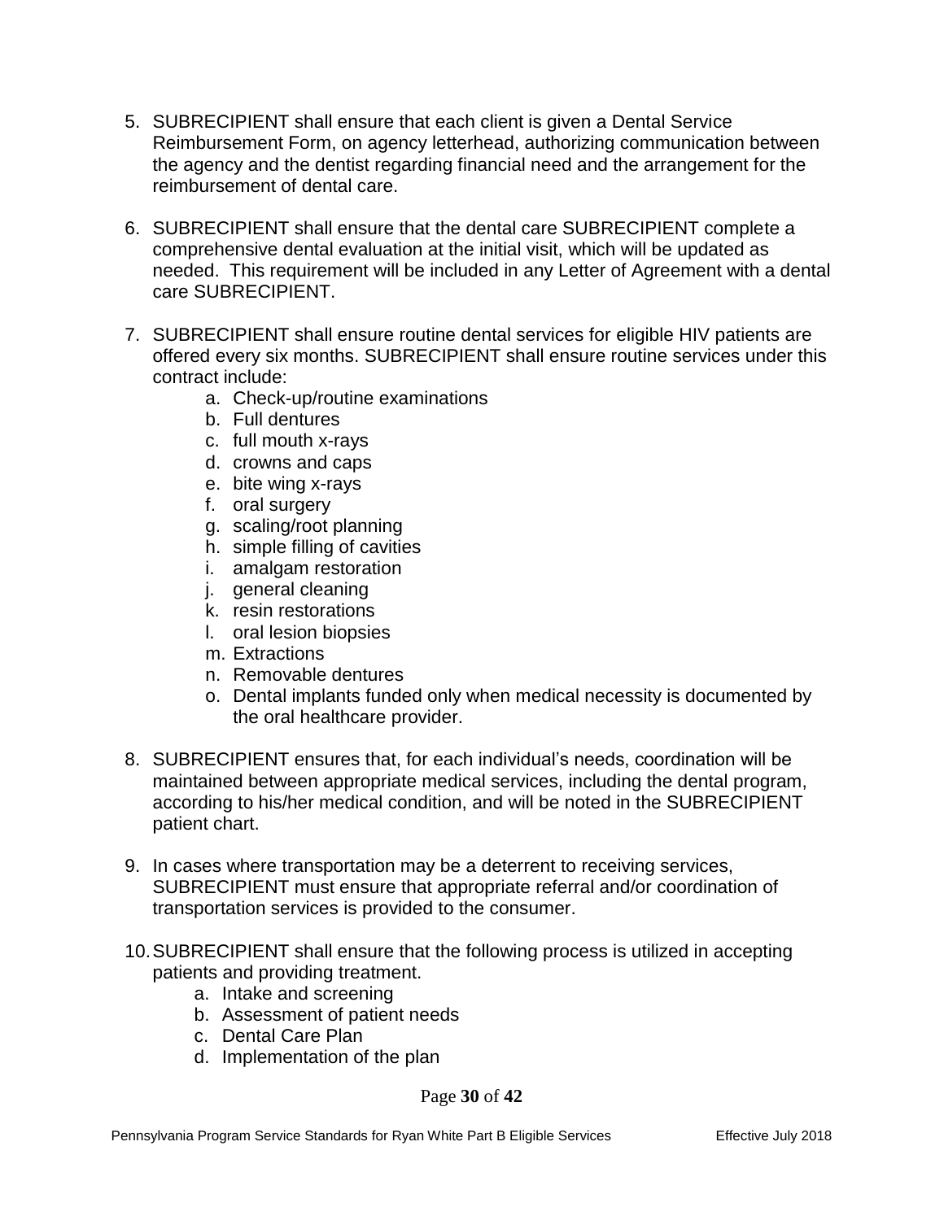5. SUBRECIPIENT shall ensure that each client is given a Dental Service Reimbursement Form, on agency letterhead, authorizing communication between the agency and the dentist regarding financial need and the arrangement for the reimbursement of dental care.

6. SUBRECIPIENT shall ensure that the dental care SUBRECIPIENT complete a comprehensive dental evaluation at the initial visit, which will be updated as needed. This requirement will be included in any Letter of Agreement with a dental care SUBRECIPIENT.

7. SUBRECIPIENT shall ensure routine dental services for eligible HIV patients are offered every six months. SUBRECIPIENT shall ensure routine services under this contract include:
   a. Check-up/routine examinations
   b. Full dentures
   c. full mouth x-rays
   d. crowns and caps
   e. bite wing x-rays
   f. oral surgery
   g. scaling/root planning
   h. simple filling of cavities
   i. amalgam restoration
   j. general cleaning
   k. resin restorations
   l. oral lesion biopsies
   m. Extractions
   n. Removable dentures
   o. Dental implants funded only when medical necessity is documented by the oral healthcare provider.

8. SUBRECIPIENT ensures that, for each individual's needs, coordination will be maintained between appropriate medical services, including the dental program, according to his/her medical condition, and will be noted in the SUBRECIPIENT patient chart.

9. In cases where transportation may be a deterrent to receiving services, SUBRECIPIENT must ensure that appropriate referral and/or coordination of transportation services is provided to the consumer.

10. SUBRECIPIENT shall ensure that the following process is utilized in accepting patients and providing treatment.
    a. Intake and screening
    b. Assessment of patient needs
    c. Dental Care Plan
    d. Implementation of the plan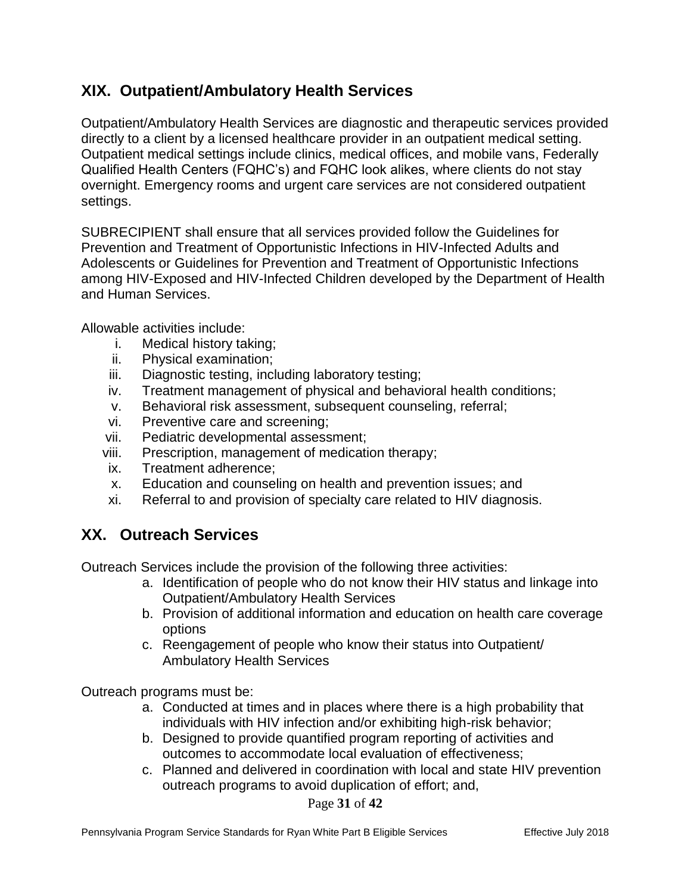## XIX. Outpatient/Ambulatory Health Services

Outpatient/Ambulatory Health Services are diagnostic and therapeutic services provided directly to a client by a licensed healthcare provider in an outpatient medical setting. Outpatient medical settings include clinics, medical offices, and mobile vans, Federally Qualified Health Centers (FQHC's) and FQHC look alikes, where clients do not stay overnight. Emergency rooms and urgent care services are not considered outpatient settings.

SUBRECIPIENT shall ensure that all services provided follow the Guidelines for Prevention and Treatment of Opportunistic Infections in HIV-Infected Adults and Adolescents or Guidelines for Prevention and Treatment of Opportunistic Infections among HIV-Exposed and HIV-Infected Children developed by the Department of Health and Human Services.

Allowable activities include:

- i. Medical history taking;
- ii. Physical examination;
- iii. Diagnostic testing, including laboratory testing;
- iv. Treatment management of physical and behavioral health conditions;
- v. Behavioral risk assessment, subsequent counseling, referral;
- vi. Preventive care and screening;
- vii. Pediatric developmental assessment;
- viii. Prescription, management of medication therapy;
- ix. Treatment adherence;
- x. Education and counseling on health and prevention issues; and
- xi. Referral to and provision of specialty care related to HIV diagnosis.

## XX. Outreach Services

Outreach Services include the provision of the following three activities:

- a. Identification of people who do not know their HIV status and linkage into Outpatient/Ambulatory Health Services
- b. Provision of additional information and education on health care coverage options
- c. Reengagement of people who know their status into Outpatient/ Ambulatory Health Services

Outreach programs must be:

- a. Conducted at times and in places where there is a high probability that individuals with HIV infection and/or exhibiting high-risk behavior;
- b. Designed to provide quantified program reporting of activities and outcomes to accommodate local evaluation of effectiveness;
- c. Planned and delivered in coordination with local and state HIV prevention outreach programs to avoid duplication of effort; and,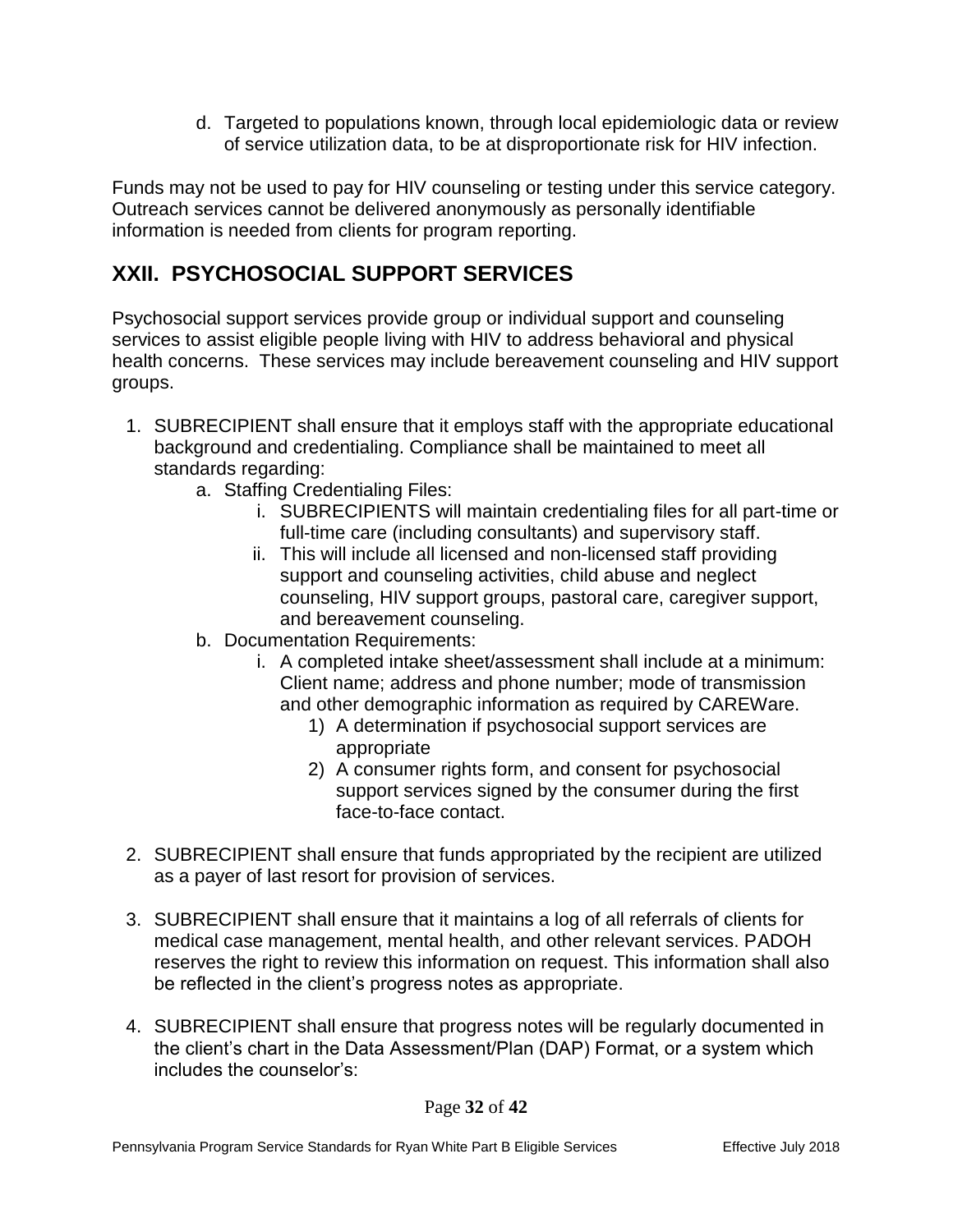d. Targeted to populations known, through local epidemiologic data or review of service utilization data, to be at disproportionate risk for HIV infection.

Funds may not be used to pay for HIV counseling or testing under this service category. Outreach services cannot be delivered anonymously as personally identifiable information is needed from clients for program reporting.

## XXII. PSYCHOSOCIAL SUPPORT SERVICES

Psychosocial support services provide group or individual support and counseling services to assist eligible people living with HIV to address behavioral and physical health concerns. These services may include bereavement counseling and HIV support groups.

1. SUBRECIPIENT shall ensure that it employs staff with the appropriate educational background and credentialing. Compliance shall be maintained to meet all standards regarding:
   a. Staffing Credentialing Files:
      i. SUBRECIPIENTS will maintain credentialing files for all part-time or full-time care (including consultants) and supervisory staff.
      ii. This will include all licensed and non-licensed staff providing support and counseling activities, child abuse and neglect counseling, HIV support groups, pastoral care, caregiver support, and bereavement counseling.
   b. Documentation Requirements:
      i. A completed intake sheet/assessment shall include at a minimum: Client name; address and phone number; mode of transmission and other demographic information as required by CAREWare.
         1) A determination if psychosocial support services are appropriate
         2) A consumer rights form, and consent for psychosocial support services signed by the consumer during the first face-to-face contact.

2. SUBRECIPIENT shall ensure that funds appropriated by the recipient are utilized as a payer of last resort for provision of services.

3. SUBRECIPIENT shall ensure that it maintains a log of all referrals of clients for medical case management, mental health, and other relevant services. PADOH reserves the right to review this information on request. This information shall also be reflected in the client's progress notes as appropriate.

4. SUBRECIPIENT shall ensure that progress notes will be regularly documented in the client's chart in the Data Assessment/Plan (DAP) Format, or a system which includes the counselor's: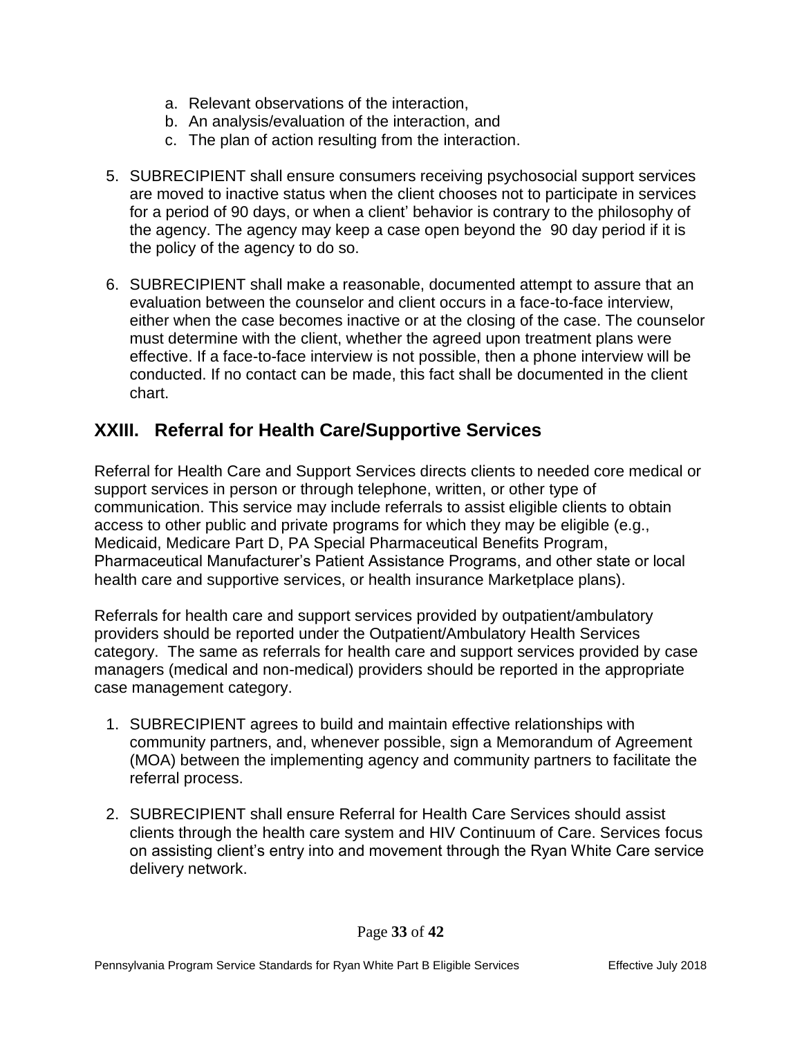a. Relevant observations of the interaction,
b. An analysis/evaluation of the interaction, and
c. The plan of action resulting from the interaction.

5. SUBRECIPIENT shall ensure consumers receiving psychosocial support services are moved to inactive status when the client chooses not to participate in services for a period of 90 days, or when a client' behavior is contrary to the philosophy of the agency. The agency may keep a case open beyond the 90 day period if it is the policy of the agency to do so.

6. SUBRECIPIENT shall make a reasonable, documented attempt to assure that an evaluation between the counselor and client occurs in a face-to-face interview, either when the case becomes inactive or at the closing of the case. The counselor must determine with the client, whether the agreed upon treatment plans were effective. If a face-to-face interview is not possible, then a phone interview will be conducted. If no contact can be made, this fact shall be documented in the client chart.

## XXIII. Referral for Health Care/Supportive Services

Referral for Health Care and Support Services directs clients to needed core medical or support services in person or through telephone, written, or other type of communication. This service may include referrals to assist eligible clients to obtain access to other public and private programs for which they may be eligible (e.g., Medicaid, Medicare Part D, PA Special Pharmaceutical Benefits Program, Pharmaceutical Manufacturer's Patient Assistance Programs, and other state or local health care and supportive services, or health insurance Marketplace plans).

Referrals for health care and support services provided by outpatient/ambulatory providers should be reported under the Outpatient/Ambulatory Health Services category. The same as referrals for health care and support services provided by case managers (medical and non-medical) providers should be reported in the appropriate case management category.

1. SUBRECIPIENT agrees to build and maintain effective relationships with community partners, and, whenever possible, sign a Memorandum of Agreement (MOA) between the implementing agency and community partners to facilitate the referral process.

2. SUBRECIPIENT shall ensure Referral for Health Care Services should assist clients through the health care system and HIV Continuum of Care. Services focus on assisting client's entry into and movement through the Ryan White Care service delivery network.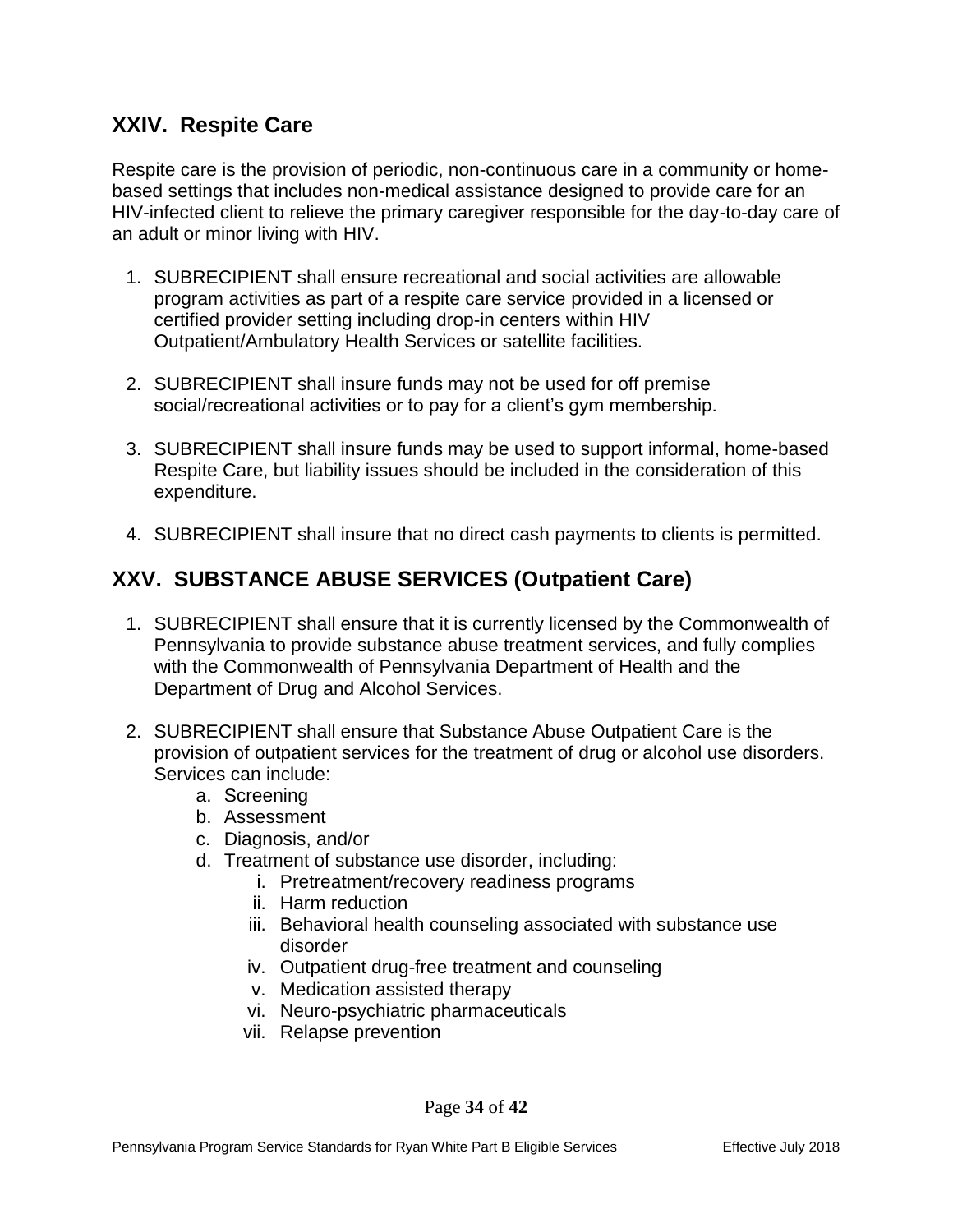## XXIV. Respite Care

Respite care is the provision of periodic, non-continuous care in a community or home-based settings that includes non-medical assistance designed to provide care for an HIV-infected client to relieve the primary caregiver responsible for the day-to-day care of an adult or minor living with HIV.

1. SUBRECIPIENT shall ensure recreational and social activities are allowable program activities as part of a respite care service provided in a licensed or certified provider setting including drop-in centers within HIV Outpatient/Ambulatory Health Services or satellite facilities.

2. SUBRECIPIENT shall insure funds may not be used for off premise social/recreational activities or to pay for a client's gym membership.

3. SUBRECIPIENT shall insure funds may be used to support informal, home-based Respite Care, but liability issues should be included in the consideration of this expenditure.

4. SUBRECIPIENT shall insure that no direct cash payments to clients is permitted.

## XXV. SUBSTANCE ABUSE SERVICES (Outpatient Care)

1. SUBRECIPIENT shall ensure that it is currently licensed by the Commonwealth of Pennsylvania to provide substance abuse treatment services, and fully complies with the Commonwealth of Pennsylvania Department of Health and the Department of Drug and Alcohol Services.

2. SUBRECIPIENT shall ensure that Substance Abuse Outpatient Care is the provision of outpatient services for the treatment of drug or alcohol use disorders. Services can include:
   a. Screening
   b. Assessment
   c. Diagnosis, and/or
   d. Treatment of substance use disorder, including:
      i. Pretreatment/recovery readiness programs
      ii. Harm reduction
      iii. Behavioral health counseling associated with substance use disorder
      iv. Outpatient drug-free treatment and counseling
      v. Medication assisted therapy
      vi. Neuro-psychiatric pharmaceuticals
      vii. Relapse prevention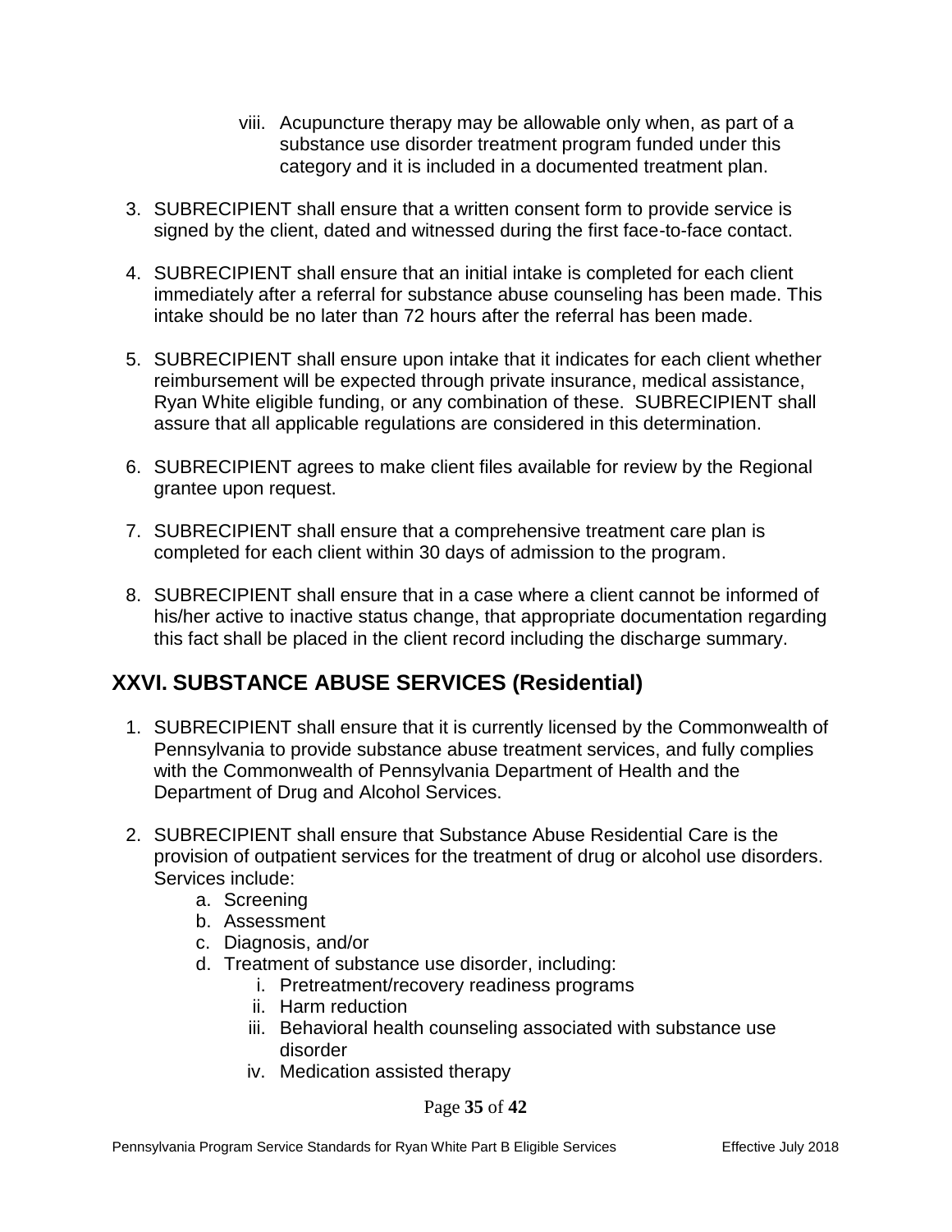viii. Acupuncture therapy may be allowable only when, as part of a substance use disorder treatment program funded under this category and it is included in a documented treatment plan.

3. SUBRECIPIENT shall ensure that a written consent form to provide service is signed by the client, dated and witnessed during the first face-to-face contact.

4. SUBRECIPIENT shall ensure that an initial intake is completed for each client immediately after a referral for substance abuse counseling has been made. This intake should be no later than 72 hours after the referral has been made.

5. SUBRECIPIENT shall ensure upon intake that it indicates for each client whether reimbursement will be expected through private insurance, medical assistance, Ryan White eligible funding, or any combination of these. SUBRECIPIENT shall assure that all applicable regulations are considered in this determination.

6. SUBRECIPIENT agrees to make client files available for review by the Regional grantee upon request.

7. SUBRECIPIENT shall ensure that a comprehensive treatment care plan is completed for each client within 30 days of admission to the program.

8. SUBRECIPIENT shall ensure that in a case where a client cannot be informed of his/her active to inactive status change, that appropriate documentation regarding this fact shall be placed in the client record including the discharge summary.

## XXVI. SUBSTANCE ABUSE SERVICES (Residential)

1. SUBRECIPIENT shall ensure that it is currently licensed by the Commonwealth of Pennsylvania to provide substance abuse treatment services, and fully complies with the Commonwealth of Pennsylvania Department of Health and the Department of Drug and Alcohol Services.

2. SUBRECIPIENT shall ensure that Substance Abuse Residential Care is the provision of outpatient services for the treatment of drug or alcohol use disorders. Services include:
   a. Screening
   b. Assessment
   c. Diagnosis, and/or
   d. Treatment of substance use disorder, including:
      i. Pretreatment/recovery readiness programs
      ii. Harm reduction
      iii. Behavioral health counseling associated with substance use disorder
      iv. Medication assisted therapy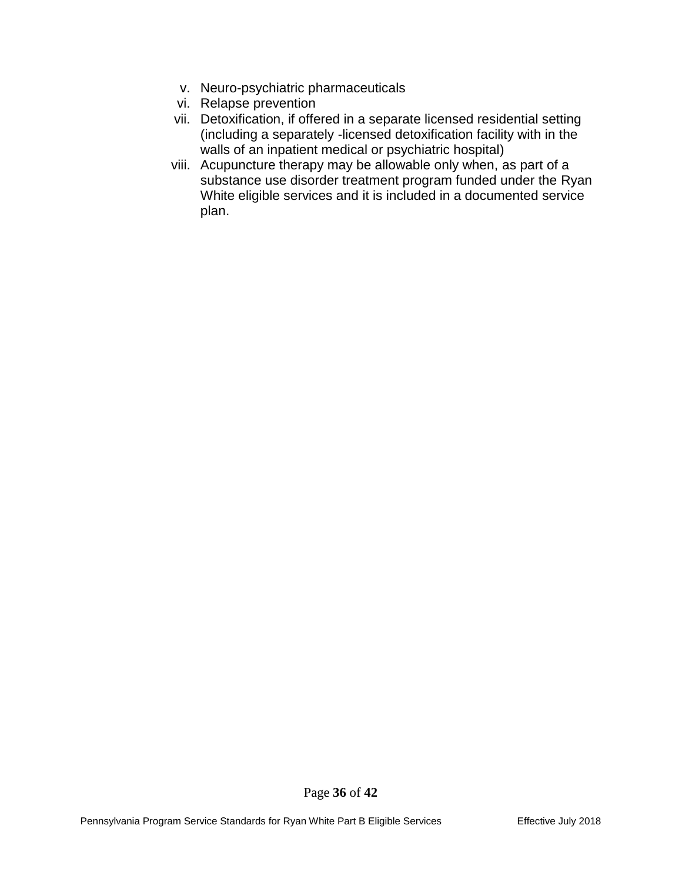v. Neuro-psychiatric pharmaceuticals
vi. Relapse prevention
vii. Detoxification, if offered in a separate licensed residential setting (including a separately -licensed detoxification facility with in the walls of an inpatient medical or psychiatric hospital)
viii. Acupuncture therapy may be allowable only when, as part of a substance use disorder treatment program funded under the Ryan White eligible services and it is included in a documented service plan.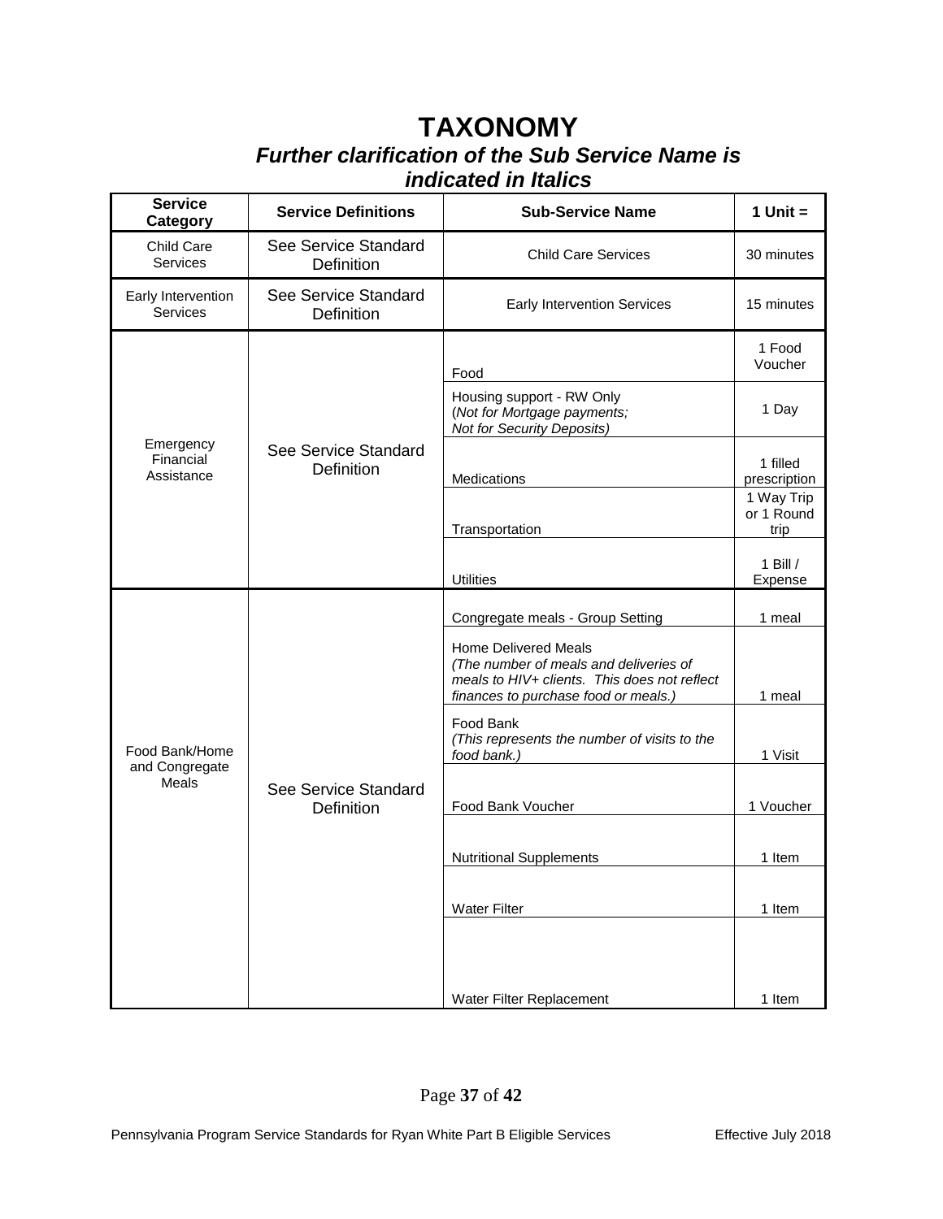# TAXONOMY

## *Further clarification of the Sub Service Name is indicated in Italics*

| Service Category | Service Definitions | Sub-Service Name | 1 Unit = |
|---|---|---|---|
| Child Care Services | See Service Standard Definition | Child Care Services | 30 minutes |
| Early Intervention Services | See Service Standard Definition | Early Intervention Services | 15 minutes |
| Emergency Financial Assistance | See Service Standard Definition | Food | 1 Food Voucher |
| | | Housing support - RW Only (*Not for Mortgage payments; Not for Security Deposits)* | 1 Day |
| | | Medications | 1 filled prescription |
| | | Transportation | 1 Way Trip or 1 Round trip |
| | | Utilities | 1 Bill / Expense |
| Food Bank/Home and Congregate Meals | See Service Standard Definition | Congregate meals - Group Setting | 1 meal |
| | | Home Delivered Meals *(The number of meals and deliveries of meals to HIV+ clients. This does not reflect finances to purchase food or meals.)* | 1 meal |
| | | Food Bank *(This represents the number of visits to the food bank.)* | 1 Visit |
| | | Food Bank Voucher | 1 Voucher |
| | | Nutritional Supplements | 1 Item |
| | | Water Filter | 1 Item |
| | | Water Filter Replacement | 1 Item |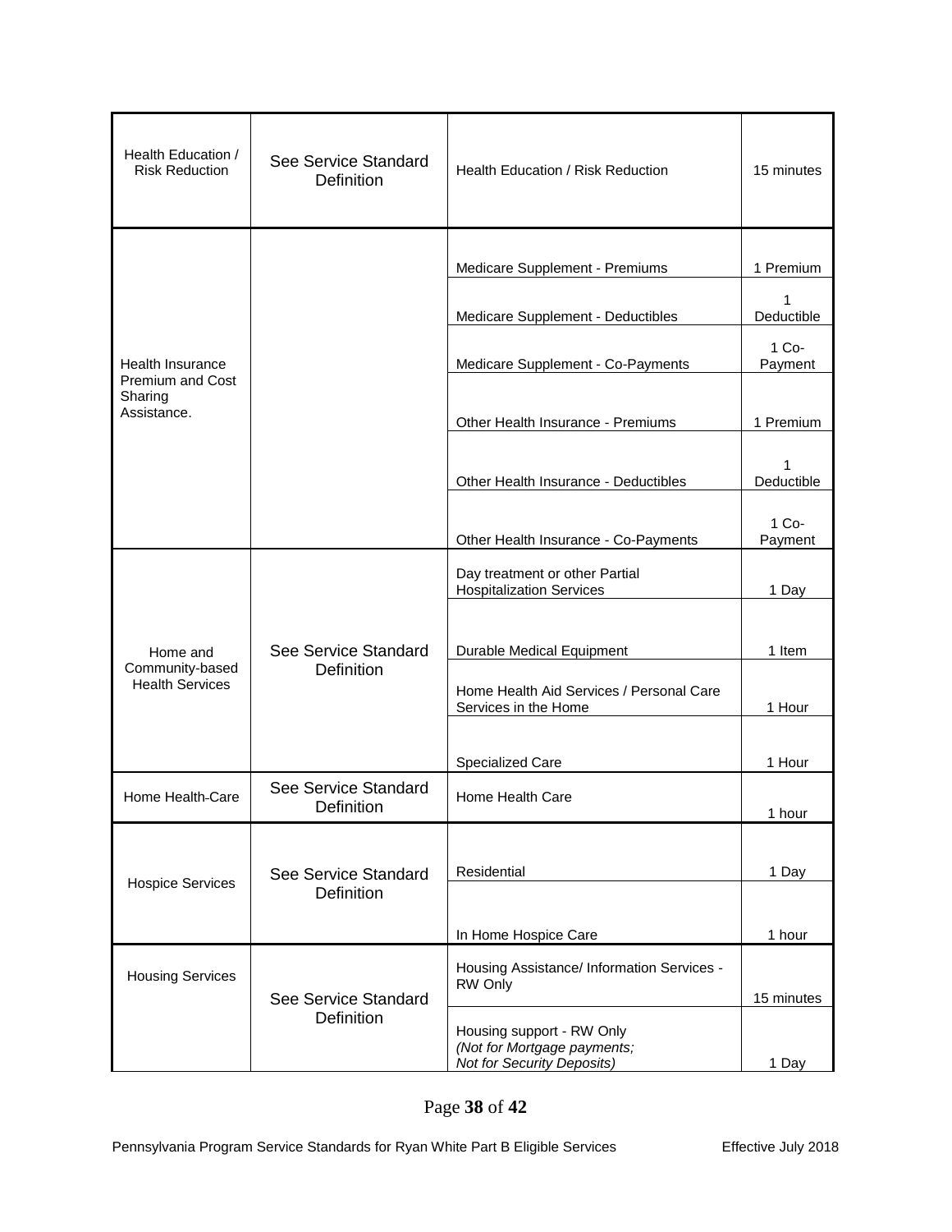| | | | |
|---|---|---|---|
| Health Education / Risk Reduction | See Service Standard Definition | Health Education / Risk Reduction | 15 minutes |
| Health Insurance Premium and Cost Sharing Assistance. | | Medicare Supplement - Premiums | 1 Premium |
| | | Medicare Supplement - Deductibles | 1 Deductible |
| | | Medicare Supplement - Co-Payments | 1 Co-Payment |
| | | Other Health Insurance - Premiums | 1 Premium |
| | | Other Health Insurance - Deductibles | 1 Deductible |
| | | Other Health Insurance - Co-Payments | 1 Co-Payment |
| Home and Community-based Health Services | See Service Standard Definition | Day treatment or other Partial Hospitalization Services | 1 Day |
| | | Durable Medical Equipment | 1 Item |
| | | Home Health Aid Services / Personal Care Services in the Home | 1 Hour |
| | | Specialized Care | 1 Hour |
| Home Health-Care | See Service Standard Definition | Home Health Care | 1 hour |
| Hospice Services | See Service Standard Definition | Residential | 1 Day |
| | | In Home Hospice Care | 1 hour |
| Housing Services | See Service Standard Definition | Housing Assistance/ Information Services - RW Only | 15 minutes |
| | | Housing support - RW Only *(Not for Mortgage payments; Not for Security Deposits)* | 1 Day |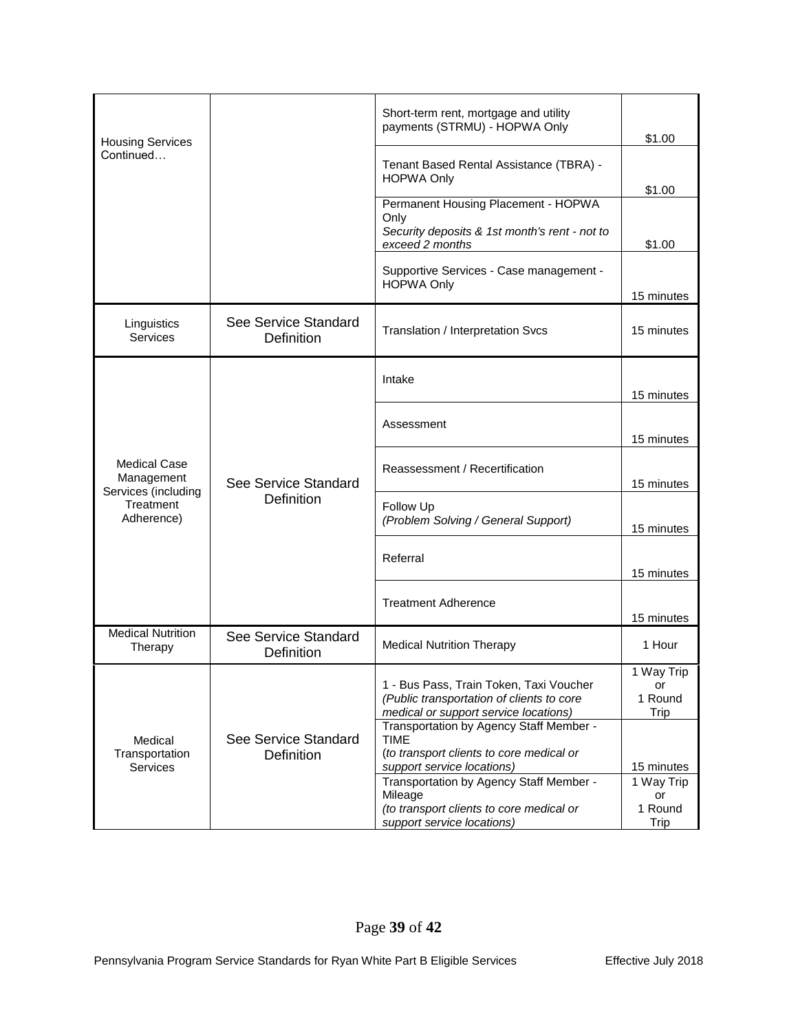| | | | |
|---|---|---|---|
| Housing Services Continued… | | Short-term rent, mortgage and utility payments (STRMU) - HOPWA Only | $1.00 |
| | | Tenant Based Rental Assistance (TBRA) - HOPWA Only | $1.00 |
| | | Permanent Housing Placement - HOPWA Only<br>*Security deposits & 1st month's rent - not to exceed 2 months* | $1.00 |
| | | Supportive Services - Case management - HOPWA Only | 15 minutes |
| Linguistics Services | See Service Standard Definition | Translation / Interpretation Svcs | 15 minutes |
| Medical Case Management Services (including Treatment Adherence) | See Service Standard Definition | Intake | 15 minutes |
| | | Assessment | 15 minutes |
| | | Reassessment / Recertification | 15 minutes |
| | | Follow Up<br>*(Problem Solving / General Support)* | 15 minutes |
| | | Referral | 15 minutes |
| | | Treatment Adherence | 15 minutes |
| Medical Nutrition Therapy | See Service Standard Definition | Medical Nutrition Therapy | 1 Hour |
| Medical Transportation Services | See Service Standard Definition | 1 - Bus Pass, Train Token, Taxi Voucher<br>*(Public transportation of clients to core medical or support service locations)* | 1 Way Trip or 1 Round Trip |
| | | Transportation by Agency Staff Member - TIME<br>(*to transport clients to core medical or support service locations)* | 15 minutes |
| | | Transportation by Agency Staff Member - Mileage<br>*(to transport clients to core medical or support service locations)* | 1 Way Trip or 1 Round Trip |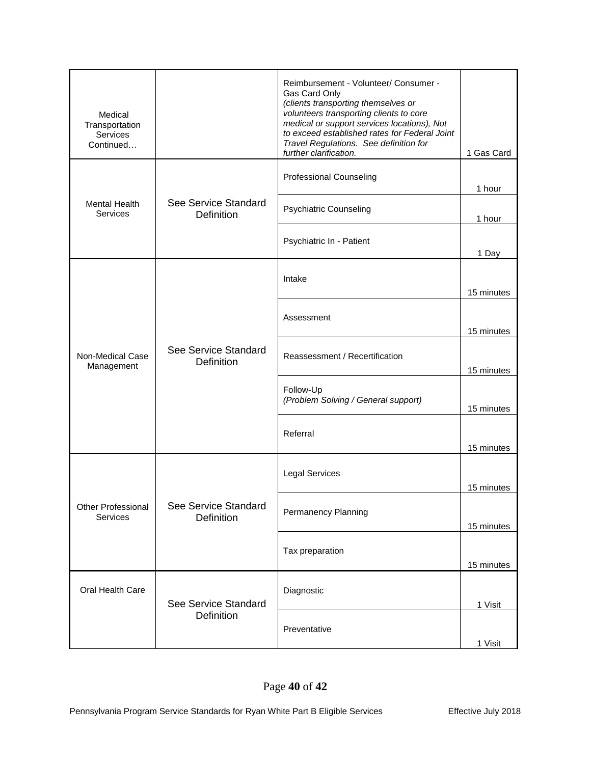| | | | |
|---|---|---|---|
| Medical Transportation Services Continued… | | Reimbursement - Volunteer/ Consumer - Gas Card Only *(clients transporting themselves or volunteers transporting clients to core medical or support services locations), Not to exceed established rates for Federal Joint Travel Regulations. See definition for further clarification.* | 1 Gas Card |
| Mental Health Services | See Service Standard Definition | Professional Counseling | 1 hour |
| | | Psychiatric Counseling | 1 hour |
| | | Psychiatric In - Patient | 1 Day |
| Non-Medical Case Management | See Service Standard Definition | Intake | 15 minutes |
| | | Assessment | 15 minutes |
| | | Reassessment / Recertification | 15 minutes |
| | | Follow-Up *(Problem Solving / General support)* | 15 minutes |
| | | Referral | 15 minutes |
| Other Professional Services | See Service Standard Definition | Legal Services | 15 minutes |
| | | Permanency Planning | 15 minutes |
| | | Tax preparation | 15 minutes |
| Oral Health Care | See Service Standard Definition | Diagnostic | 1 Visit |
| | | Preventative | 1 Visit |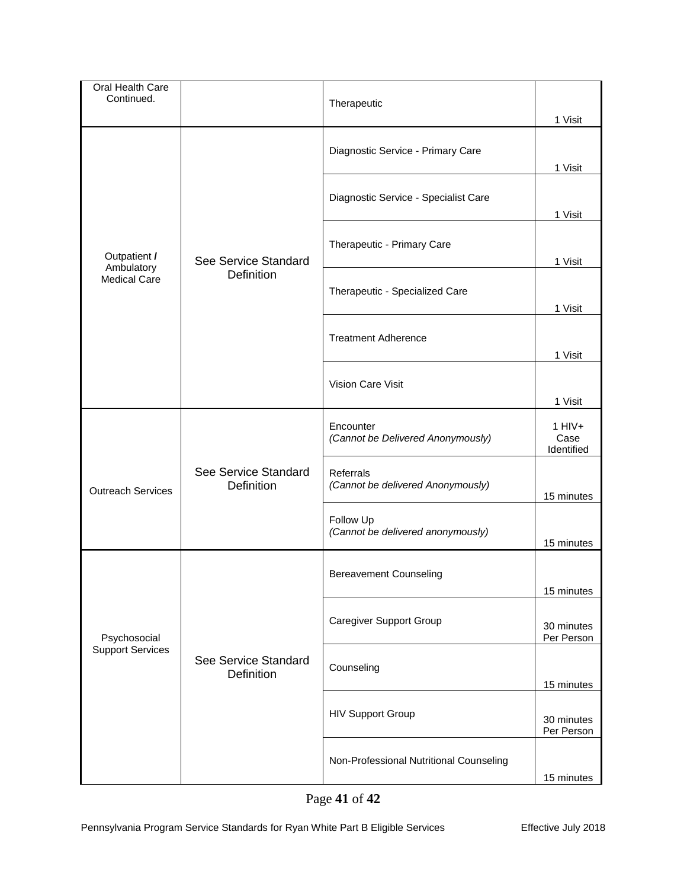| Oral Health Care Continued. | | Therapeutic | 1 Visit |
|---|---|---|---|
| Outpatient / Ambulatory Medical Care | See Service Standard Definition | Diagnostic Service - Primary Care | 1 Visit |
| | | Diagnostic Service - Specialist Care | 1 Visit |
| | | Therapeutic - Primary Care | 1 Visit |
| | | Therapeutic - Specialized Care | 1 Visit |
| | | Treatment Adherence | 1 Visit |
| | | Vision Care Visit | 1 Visit |
| Outreach Services | See Service Standard Definition | Encounter *(Cannot be Delivered Anonymously)* | 1 HIV+ Case Identified |
| | | Referrals *(Cannot be delivered Anonymously)* | 15 minutes |
| | | Follow Up *(Cannot be delivered anonymously)* | 15 minutes |
| Psychosocial Support Services | See Service Standard Definition | Bereavement Counseling | 15 minutes |
| | | Caregiver Support Group | 30 minutes Per Person |
| | | Counseling | 15 minutes |
| | | HIV Support Group | 30 minutes Per Person |
| | | Non-Professional Nutritional Counseling | 15 minutes |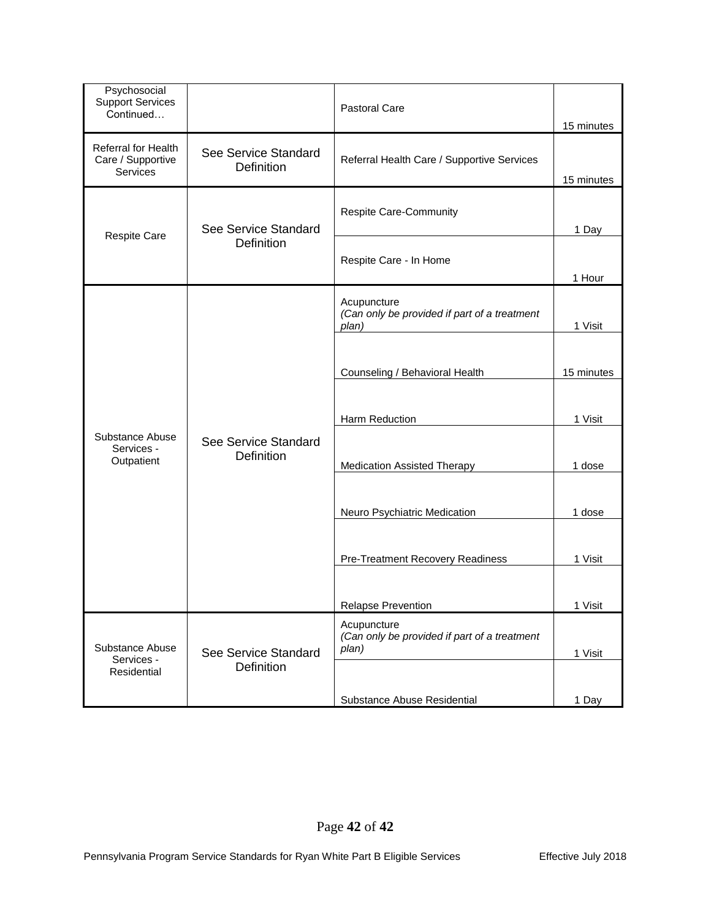| | | | |
|---|---|---|---|
| Psychosocial Support Services Continued… | | Pastoral Care | 15 minutes |
| Referral for Health Care / Supportive Services | See Service Standard Definition | Referral Health Care / Supportive Services | 15 minutes |
| Respite Care | See Service Standard Definition | Respite Care-Community | 1 Day |
| | | Respite Care - In Home | 1 Hour |
| Substance Abuse Services - Outpatient | See Service Standard Definition | Acupuncture *(Can only be provided if part of a treatment plan)* | 1 Visit |
| | | Counseling / Behavioral Health | 15 minutes |
| | | Harm Reduction | 1 Visit |
| | | Medication Assisted Therapy | 1 dose |
| | | Neuro Psychiatric Medication | 1 dose |
| | | Pre-Treatment Recovery Readiness | 1 Visit |
| | | Relapse Prevention | 1 Visit |
| Substance Abuse Services - Residential | See Service Standard Definition | Acupuncture *(Can only be provided if part of a treatment plan)* | 1 Visit |
| | | Substance Abuse Residential | 1 Day |